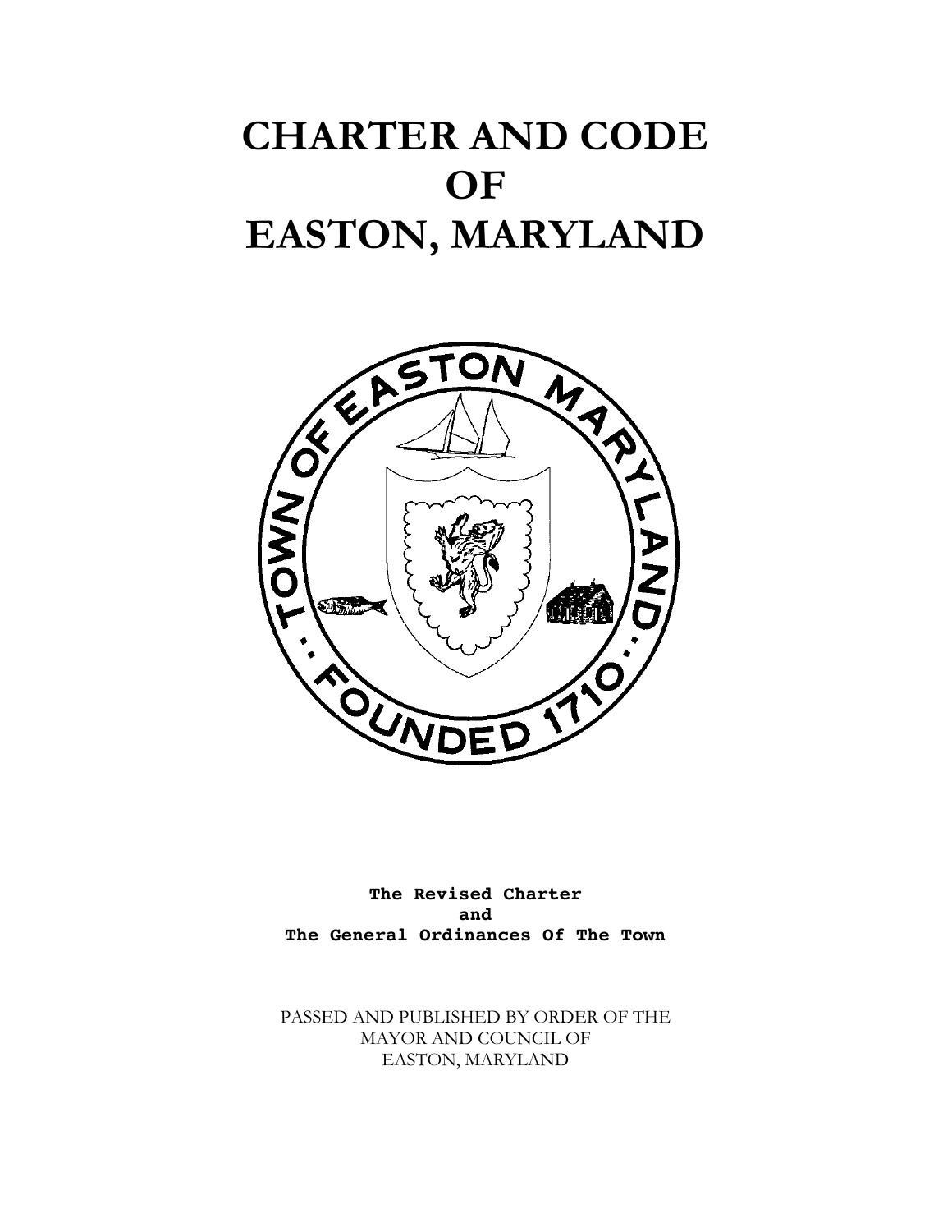# CHARTER AND CODE OF EASTON, MARYLAND

**The Revised Charter and The General Ordinances Of The Town**

PASSED AND PUBLISHED BY ORDER OF THE MAYOR AND COUNCIL OF EASTON, MARYLAND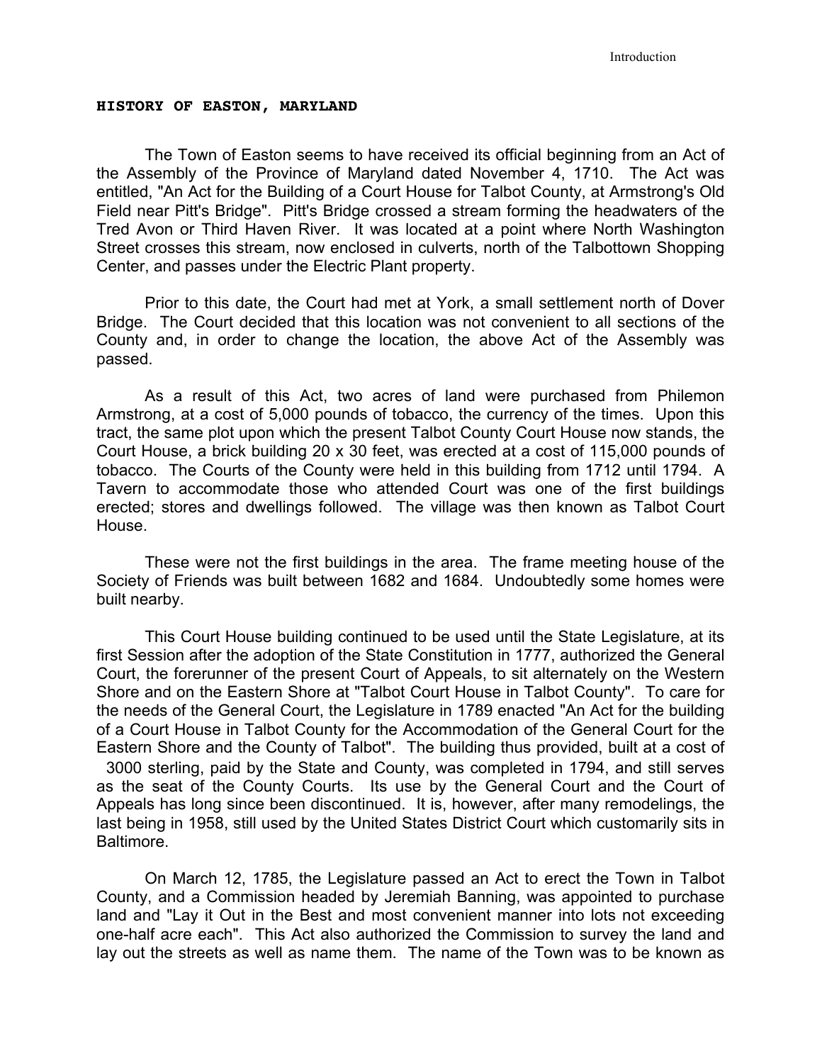**HISTORY OF EASTON, MARYLAND**

The Town of Easton seems to have received its official beginning from an Act of the Assembly of the Province of Maryland dated November 4, 1710. The Act was entitled, "An Act for the Building of a Court House for Talbot County, at Armstrong's Old Field near Pitt's Bridge". Pitt's Bridge crossed a stream forming the headwaters of the Tred Avon or Third Haven River. It was located at a point where North Washington Street crosses this stream, now enclosed in culverts, north of the Talbottown Shopping Center, and passes under the Electric Plant property.

Prior to this date, the Court had met at York, a small settlement north of Dover Bridge. The Court decided that this location was not convenient to all sections of the County and, in order to change the location, the above Act of the Assembly was passed.

As a result of this Act, two acres of land were purchased from Philemon Armstrong, at a cost of 5,000 pounds of tobacco, the currency of the times. Upon this tract, the same plot upon which the present Talbot County Court House now stands, the Court House, a brick building 20 x 30 feet, was erected at a cost of 115,000 pounds of tobacco. The Courts of the County were held in this building from 1712 until 1794. A Tavern to accommodate those who attended Court was one of the first buildings erected; stores and dwellings followed. The village was then known as Talbot Court House.

These were not the first buildings in the area. The frame meeting house of the Society of Friends was built between 1682 and 1684. Undoubtedly some homes were built nearby.

This Court House building continued to be used until the State Legislature, at its first Session after the adoption of the State Constitution in 1777, authorized the General Court, the forerunner of the present Court of Appeals, to sit alternately on the Western Shore and on the Eastern Shore at "Talbot Court House in Talbot County". To care for the needs of the General Court, the Legislature in 1789 enacted "An Act for the building of a Court House in Talbot County for the Accommodation of the General Court for the Eastern Shore and the County of Talbot". The building thus provided, built at a cost of 3000 sterling, paid by the State and County, was completed in 1794, and still serves as the seat of the County Courts. Its use by the General Court and the Court of Appeals has long since been discontinued. It is, however, after many remodelings, the last being in 1958, still used by the United States District Court which customarily sits in Baltimore.

On March 12, 1785, the Legislature passed an Act to erect the Town in Talbot County, and a Commission headed by Jeremiah Banning, was appointed to purchase land and "Lay it Out in the Best and most convenient manner into lots not exceeding one-half acre each". This Act also authorized the Commission to survey the land and lay out the streets as well as name them. The name of the Town was to be known as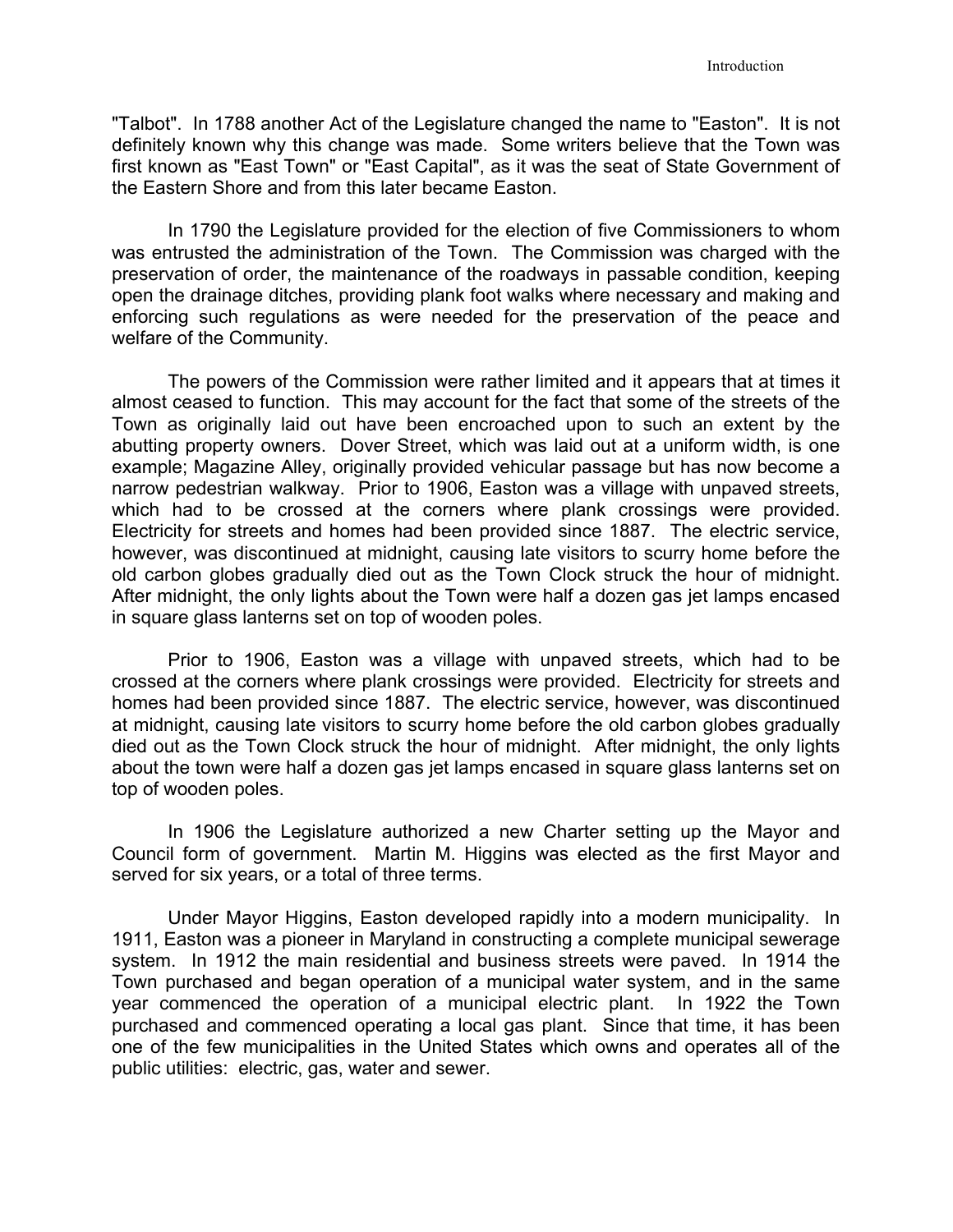"Talbot". In 1788 another Act of the Legislature changed the name to "Easton". It is not definitely known why this change was made. Some writers believe that the Town was first known as "East Town" or "East Capital", as it was the seat of State Government of the Eastern Shore and from this later became Easton.

In 1790 the Legislature provided for the election of five Commissioners to whom was entrusted the administration of the Town. The Commission was charged with the preservation of order, the maintenance of the roadways in passable condition, keeping open the drainage ditches, providing plank foot walks where necessary and making and enforcing such regulations as were needed for the preservation of the peace and welfare of the Community.

The powers of the Commission were rather limited and it appears that at times it almost ceased to function. This may account for the fact that some of the streets of the Town as originally laid out have been encroached upon to such an extent by the abutting property owners. Dover Street, which was laid out at a uniform width, is one example; Magazine Alley, originally provided vehicular passage but has now become a narrow pedestrian walkway. Prior to 1906, Easton was a village with unpaved streets, which had to be crossed at the corners where plank crossings were provided. Electricity for streets and homes had been provided since 1887. The electric service, however, was discontinued at midnight, causing late visitors to scurry home before the old carbon globes gradually died out as the Town Clock struck the hour of midnight. After midnight, the only lights about the Town were half a dozen gas jet lamps encased in square glass lanterns set on top of wooden poles.

Prior to 1906, Easton was a village with unpaved streets, which had to be crossed at the corners where plank crossings were provided. Electricity for streets and homes had been provided since 1887. The electric service, however, was discontinued at midnight, causing late visitors to scurry home before the old carbon globes gradually died out as the Town Clock struck the hour of midnight. After midnight, the only lights about the town were half a dozen gas jet lamps encased in square glass lanterns set on top of wooden poles.

In 1906 the Legislature authorized a new Charter setting up the Mayor and Council form of government. Martin M. Higgins was elected as the first Mayor and served for six years, or a total of three terms.

Under Mayor Higgins, Easton developed rapidly into a modern municipality. In 1911, Easton was a pioneer in Maryland in constructing a complete municipal sewerage system. In 1912 the main residential and business streets were paved. In 1914 the Town purchased and began operation of a municipal water system, and in the same year commenced the operation of a municipal electric plant. In 1922 the Town purchased and commenced operating a local gas plant. Since that time, it has been one of the few municipalities in the United States which owns and operates all of the public utilities: electric, gas, water and sewer.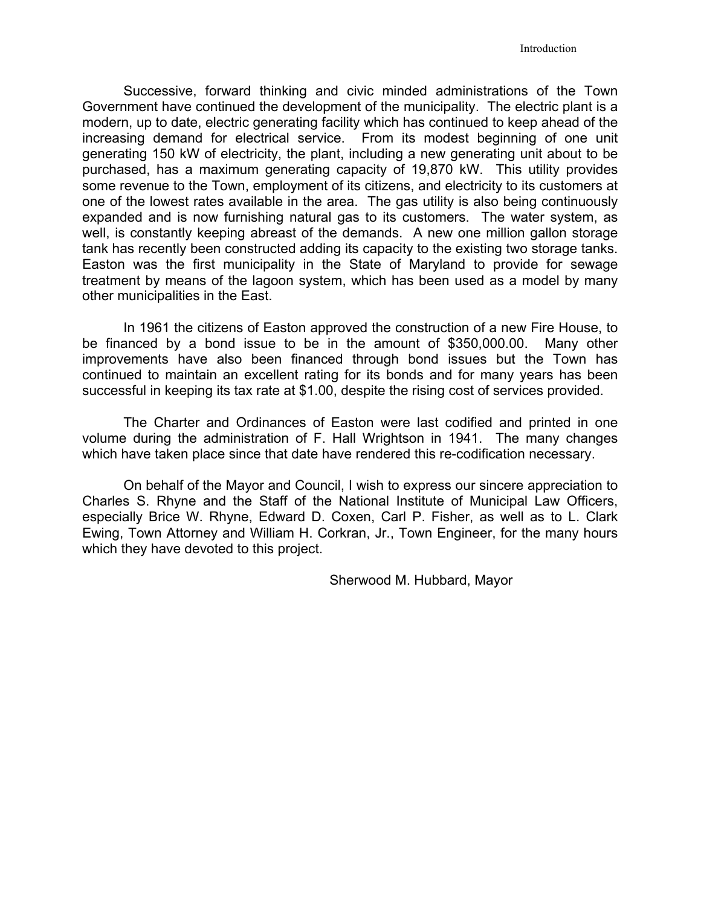Successive, forward thinking and civic minded administrations of the Town Government have continued the development of the municipality. The electric plant is a modern, up to date, electric generating facility which has continued to keep ahead of the increasing demand for electrical service. From its modest beginning of one unit generating 150 kW of electricity, the plant, including a new generating unit about to be purchased, has a maximum generating capacity of 19,870 kW. This utility provides some revenue to the Town, employment of its citizens, and electricity to its customers at one of the lowest rates available in the area. The gas utility is also being continuously expanded and is now furnishing natural gas to its customers. The water system, as well, is constantly keeping abreast of the demands. A new one million gallon storage tank has recently been constructed adding its capacity to the existing two storage tanks. Easton was the first municipality in the State of Maryland to provide for sewage treatment by means of the lagoon system, which has been used as a model by many other municipalities in the East.

In 1961 the citizens of Easton approved the construction of a new Fire House, to be financed by a bond issue to be in the amount of $350,000.00. Many other improvements have also been financed through bond issues but the Town has continued to maintain an excellent rating for its bonds and for many years has been successful in keeping its tax rate at $1.00, despite the rising cost of services provided.

The Charter and Ordinances of Easton were last codified and printed in one volume during the administration of F. Hall Wrightson in 1941. The many changes which have taken place since that date have rendered this re-codification necessary.

On behalf of the Mayor and Council, I wish to express our sincere appreciation to Charles S. Rhyne and the Staff of the National Institute of Municipal Law Officers, especially Brice W. Rhyne, Edward D. Coxen, Carl P. Fisher, as well as to L. Clark Ewing, Town Attorney and William H. Corkran, Jr., Town Engineer, for the many hours which they have devoted to this project.

Sherwood M. Hubbard, Mayor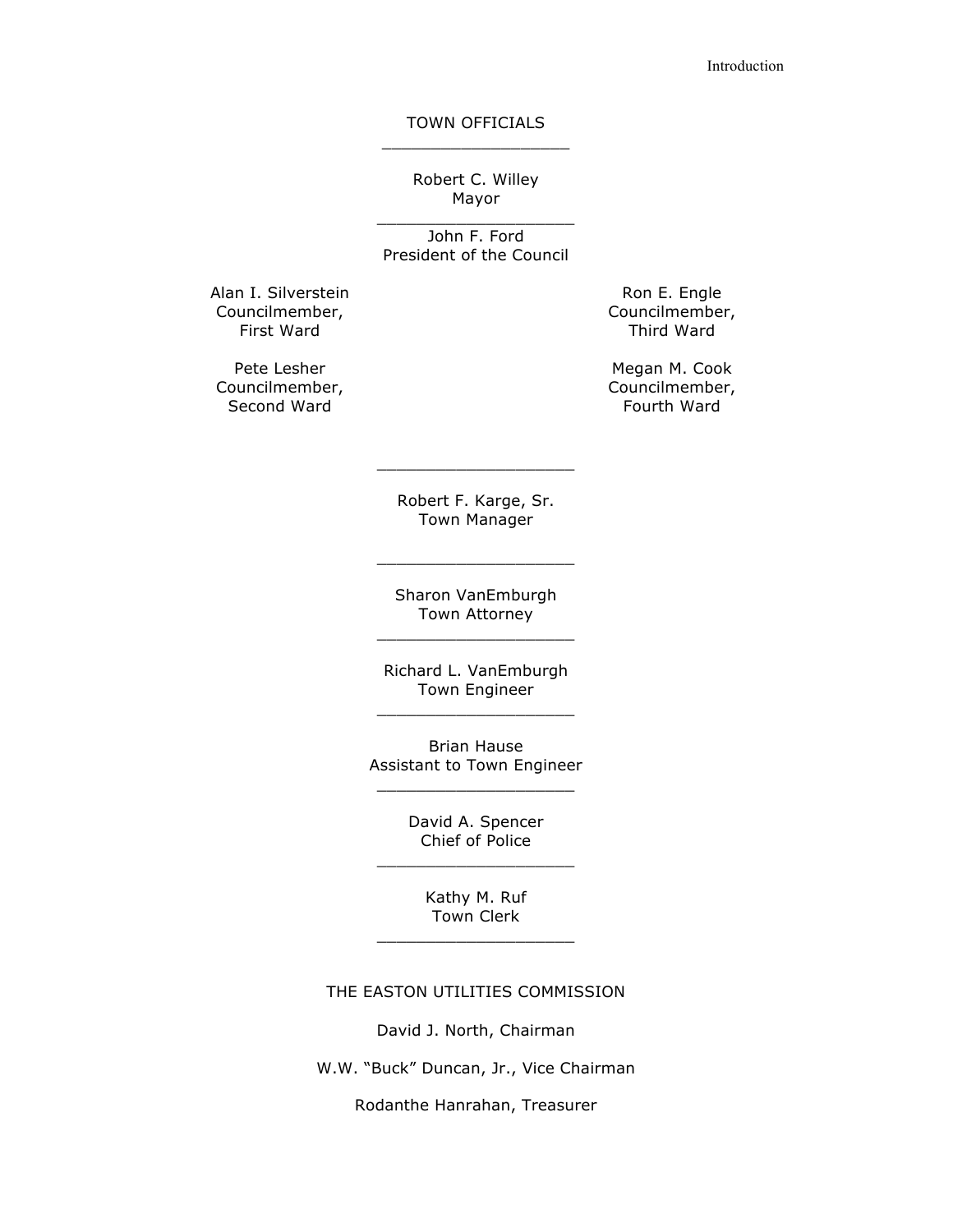# TOWN OFFICIALS

Robert C. Willey
Mayor

John F. Ford
President of the Council

Alan I. Silverstein
Councilmember,
First Ward

Pete Lesher
Councilmember,
Second Ward

Ron E. Engle
Councilmember,
Third Ward

Megan M. Cook
Councilmember,
Fourth Ward

Robert F. Karge, Sr.
Town Manager

Sharon VanEmburgh
Town Attorney

Richard L. VanEmburgh
Town Engineer

Brian Hause
Assistant to Town Engineer

David A. Spencer
Chief of Police

Kathy M. Ruf
Town Clerk

## THE EASTON UTILITIES COMMISSION

David J. North, Chairman

W.W. "Buck" Duncan, Jr., Vice Chairman

Rodanthe Hanrahan, Treasurer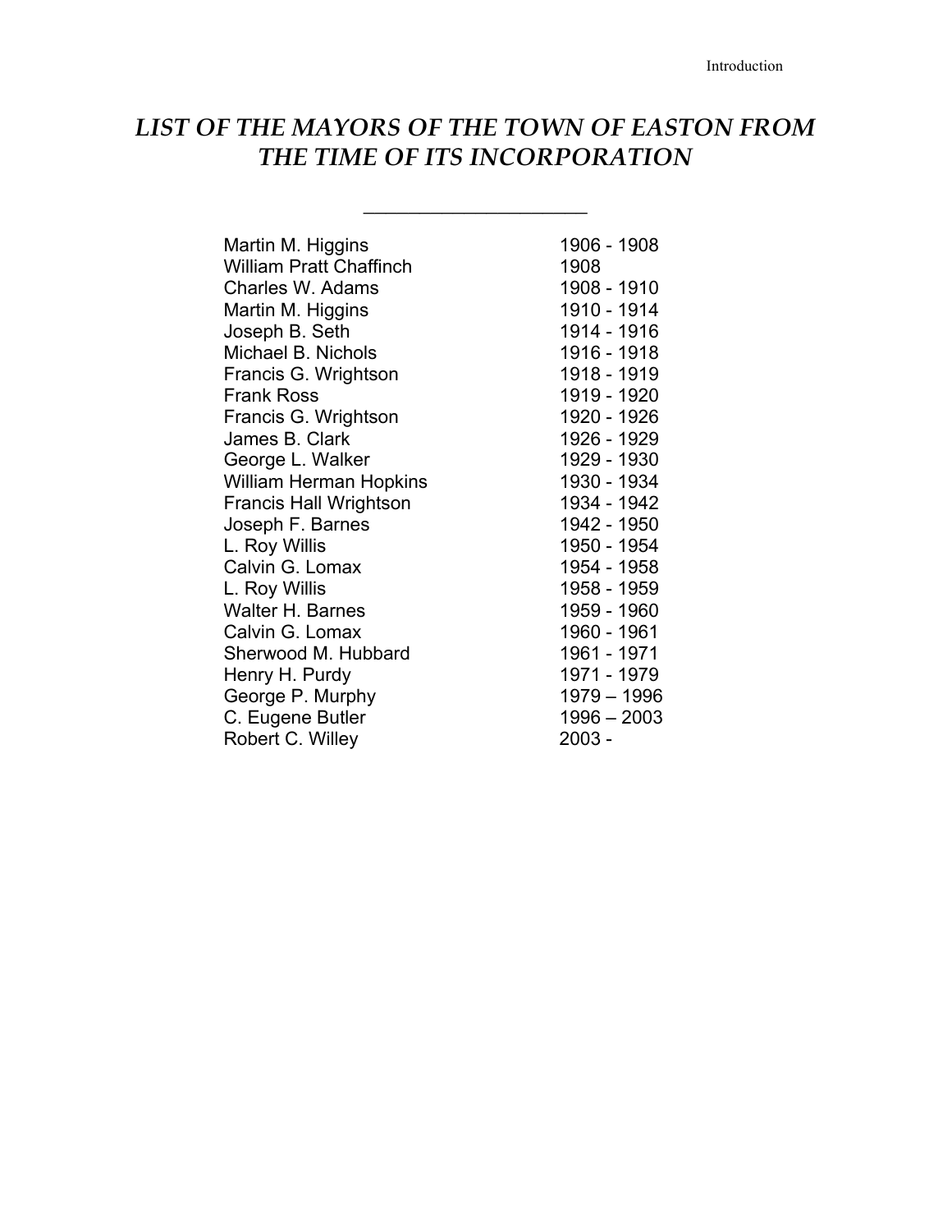# *LIST OF THE MAYORS OF THE TOWN OF EASTON FROM THE TIME OF ITS INCORPORATION*

---

| | |
|---|---|
| Martin M. Higgins | 1906 - 1908 |
| William Pratt Chaffinch | 1908 |
| Charles W. Adams | 1908 - 1910 |
| Martin M. Higgins | 1910 - 1914 |
| Joseph B. Seth | 1914 - 1916 |
| Michael B. Nichols | 1916 - 1918 |
| Francis G. Wrightson | 1918 - 1919 |
| Frank Ross | 1919 - 1920 |
| Francis G. Wrightson | 1920 - 1926 |
| James B. Clark | 1926 - 1929 |
| George L. Walker | 1929 - 1930 |
| William Herman Hopkins | 1930 - 1934 |
| Francis Hall Wrightson | 1934 - 1942 |
| Joseph F. Barnes | 1942 - 1950 |
| L. Roy Willis | 1950 - 1954 |
| Calvin G. Lomax | 1954 - 1958 |
| L. Roy Willis | 1958 - 1959 |
| Walter H. Barnes | 1959 - 1960 |
| Calvin G. Lomax | 1960 - 1961 |
| Sherwood M. Hubbard | 1961 - 1971 |
| Henry H. Purdy | 1971 - 1979 |
| George P. Murphy | 1979 – 1996 |
| C. Eugene Butler | 1996 – 2003 |
| Robert C. Willey | 2003 - |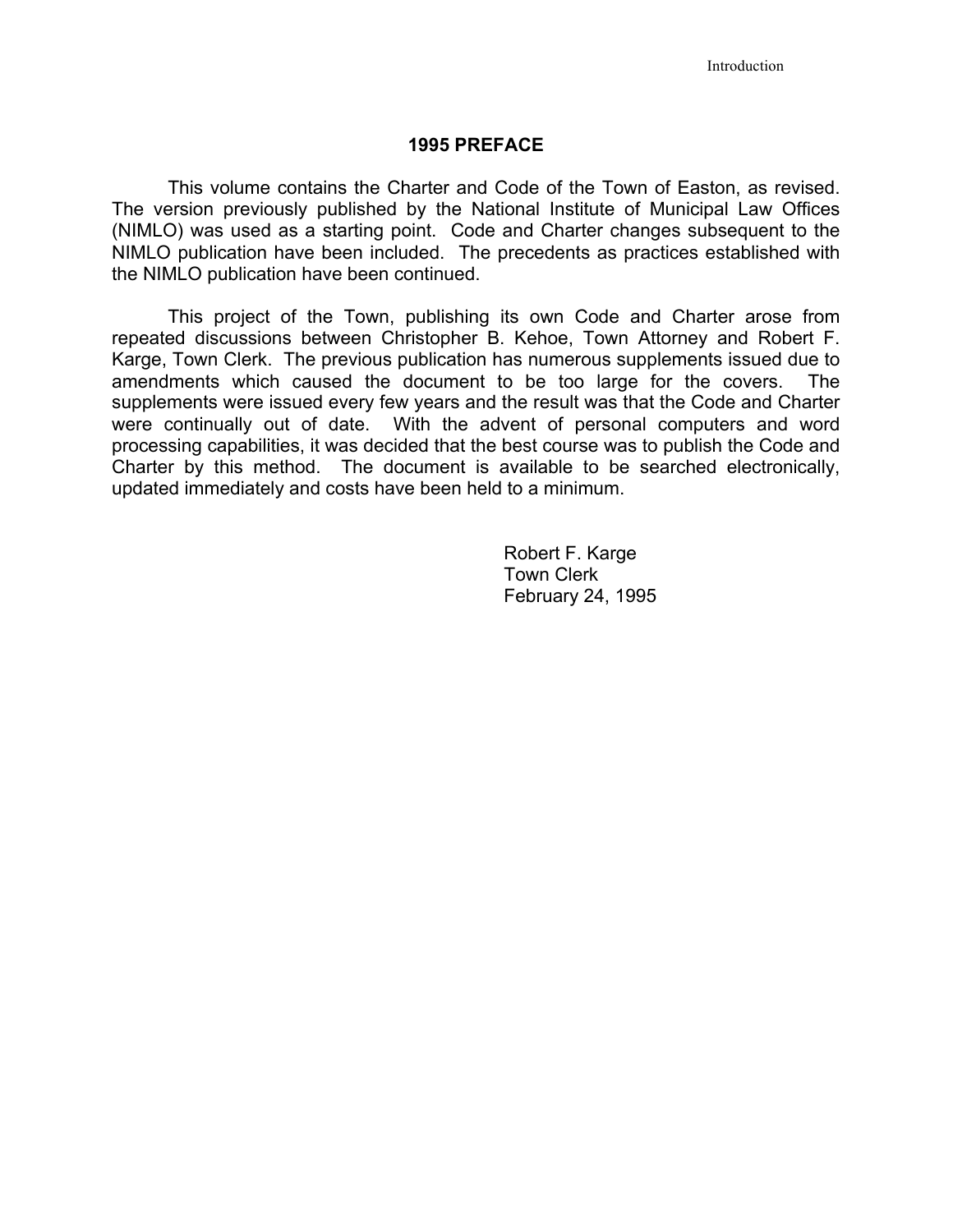## 1995 PREFACE

This volume contains the Charter and Code of the Town of Easton, as revised. The version previously published by the National Institute of Municipal Law Offices (NIMLO) was used as a starting point. Code and Charter changes subsequent to the NIMLO publication have been included. The precedents as practices established with the NIMLO publication have been continued.

This project of the Town, publishing its own Code and Charter arose from repeated discussions between Christopher B. Kehoe, Town Attorney and Robert F. Karge, Town Clerk. The previous publication has numerous supplements issued due to amendments which caused the document to be too large for the covers. The supplements were issued every few years and the result was that the Code and Charter were continually out of date. With the advent of personal computers and word processing capabilities, it was decided that the best course was to publish the Code and Charter by this method. The document is available to be searched electronically, updated immediately and costs have been held to a minimum.

Robert F. Karge
Town Clerk
February 24, 1995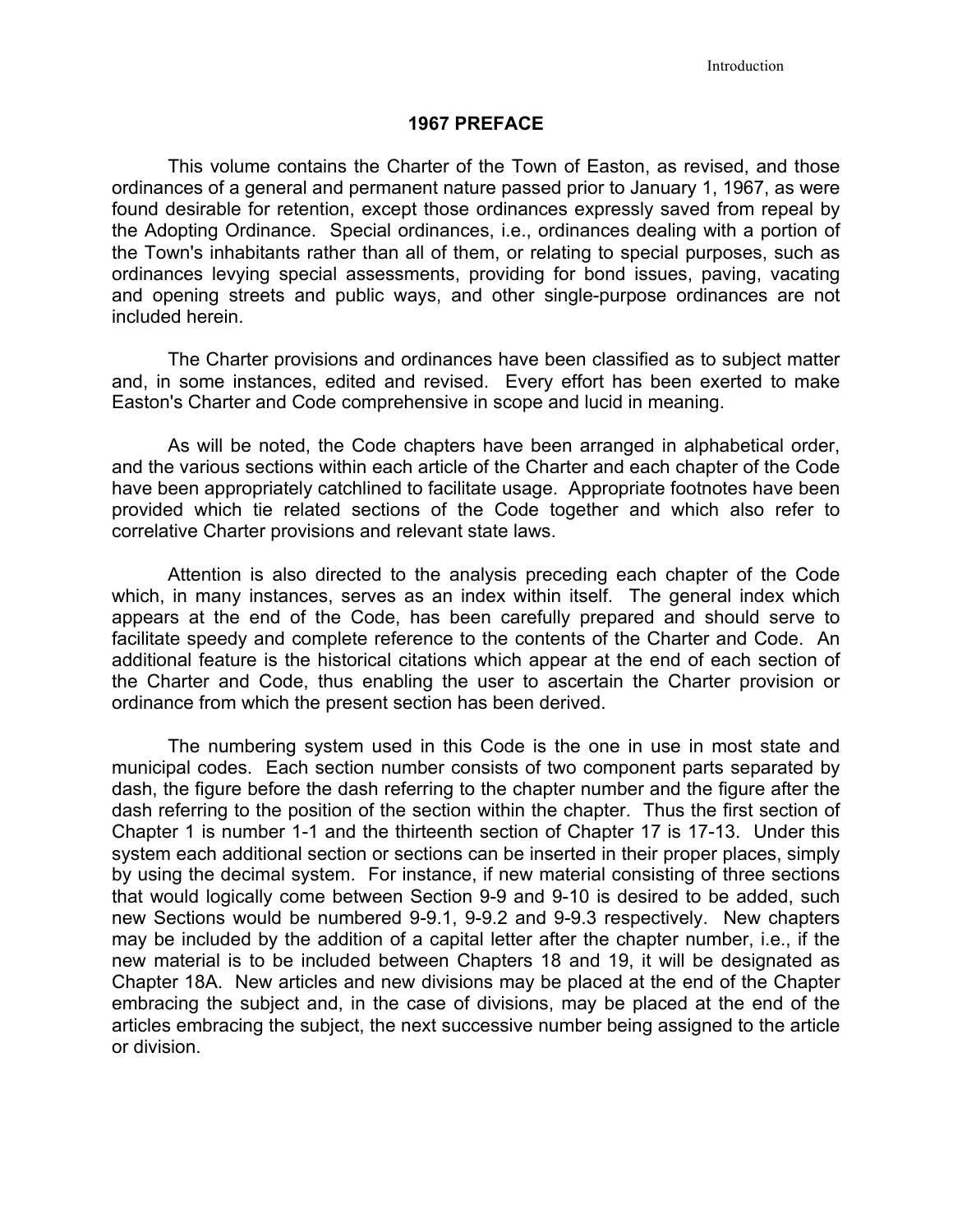## 1967 PREFACE

This volume contains the Charter of the Town of Easton, as revised, and those ordinances of a general and permanent nature passed prior to January 1, 1967, as were found desirable for retention, except those ordinances expressly saved from repeal by the Adopting Ordinance. Special ordinances, i.e., ordinances dealing with a portion of the Town's inhabitants rather than all of them, or relating to special purposes, such as ordinances levying special assessments, providing for bond issues, paving, vacating and opening streets and public ways, and other single-purpose ordinances are not included herein.

The Charter provisions and ordinances have been classified as to subject matter and, in some instances, edited and revised. Every effort has been exerted to make Easton's Charter and Code comprehensive in scope and lucid in meaning.

As will be noted, the Code chapters have been arranged in alphabetical order, and the various sections within each article of the Charter and each chapter of the Code have been appropriately catchlined to facilitate usage. Appropriate footnotes have been provided which tie related sections of the Code together and which also refer to correlative Charter provisions and relevant state laws.

Attention is also directed to the analysis preceding each chapter of the Code which, in many instances, serves as an index within itself. The general index which appears at the end of the Code, has been carefully prepared and should serve to facilitate speedy and complete reference to the contents of the Charter and Code. An additional feature is the historical citations which appear at the end of each section of the Charter and Code, thus enabling the user to ascertain the Charter provision or ordinance from which the present section has been derived.

The numbering system used in this Code is the one in use in most state and municipal codes. Each section number consists of two component parts separated by dash, the figure before the dash referring to the chapter number and the figure after the dash referring to the position of the section within the chapter. Thus the first section of Chapter 1 is number 1-1 and the thirteenth section of Chapter 17 is 17-13. Under this system each additional section or sections can be inserted in their proper places, simply by using the decimal system. For instance, if new material consisting of three sections that would logically come between Section 9-9 and 9-10 is desired to be added, such new Sections would be numbered 9-9.1, 9-9.2 and 9-9.3 respectively. New chapters may be included by the addition of a capital letter after the chapter number, i.e., if the new material is to be included between Chapters 18 and 19, it will be designated as Chapter 18A. New articles and new divisions may be placed at the end of the Chapter embracing the subject and, in the case of divisions, may be placed at the end of the articles embracing the subject, the next successive number being assigned to the article or division.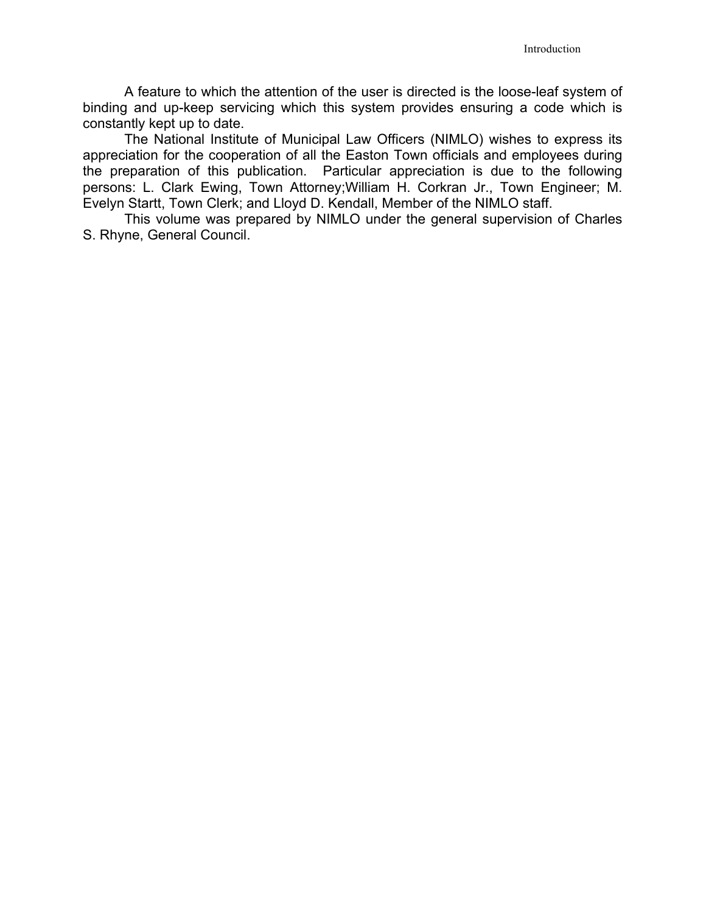A feature to which the attention of the user is directed is the loose-leaf system of binding and up-keep servicing which this system provides ensuring a code which is constantly kept up to date.

The National Institute of Municipal Law Officers (NIMLO) wishes to express its appreciation for the cooperation of all the Easton Town officials and employees during the preparation of this publication. Particular appreciation is due to the following persons: L. Clark Ewing, Town Attorney;William H. Corkran Jr., Town Engineer; M. Evelyn Startt, Town Clerk; and Lloyd D. Kendall, Member of the NIMLO staff.

This volume was prepared by NIMLO under the general supervision of Charles S. Rhyne, General Council.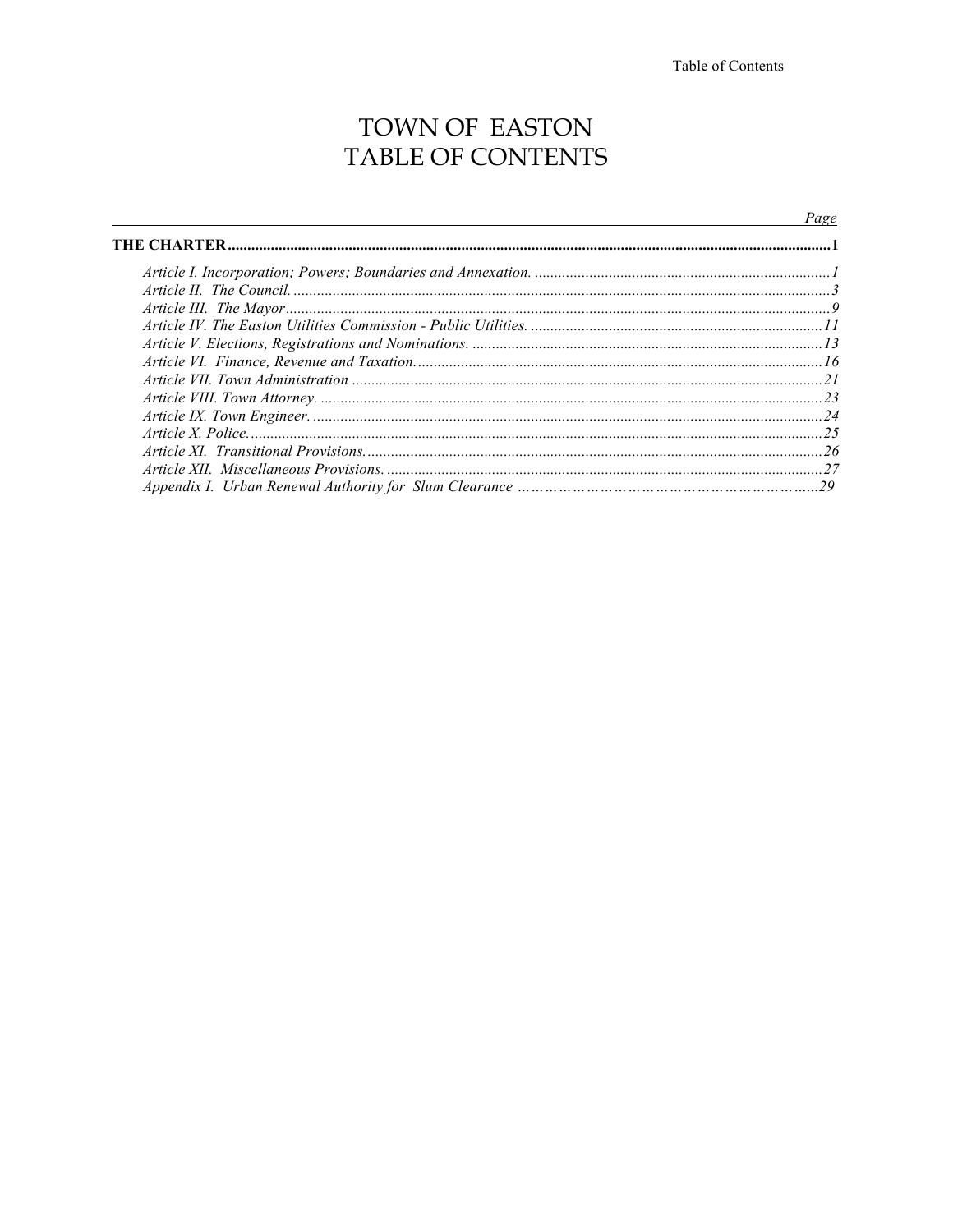# TOWN OF EASTON
# TABLE OF CONTENTS

| | Page |
|---|---|
| **THE CHARTER** | **1** |
| *Article I. Incorporation; Powers; Boundaries and Annexation.* | *1* |
| *Article II. The Council.* | *3* |
| *Article III. The Mayor* | *9* |
| *Article IV. The Easton Utilities Commission - Public Utilities.* | *11* |
| *Article V. Elections, Registrations and Nominations.* | *13* |
| *Article VI. Finance, Revenue and Taxation.* | *16* |
| *Article VII. Town Administration* | *21* |
| *Article VIII. Town Attorney.* | *23* |
| *Article IX. Town Engineer.* | *24* |
| *Article X. Police.* | *25* |
| *Article XI. Transitional Provisions.* | *26* |
| *Article XII. Miscellaneous Provisions.* | *27* |
| *Appendix I. Urban Renewal Authority for Slum Clearance* | *29* |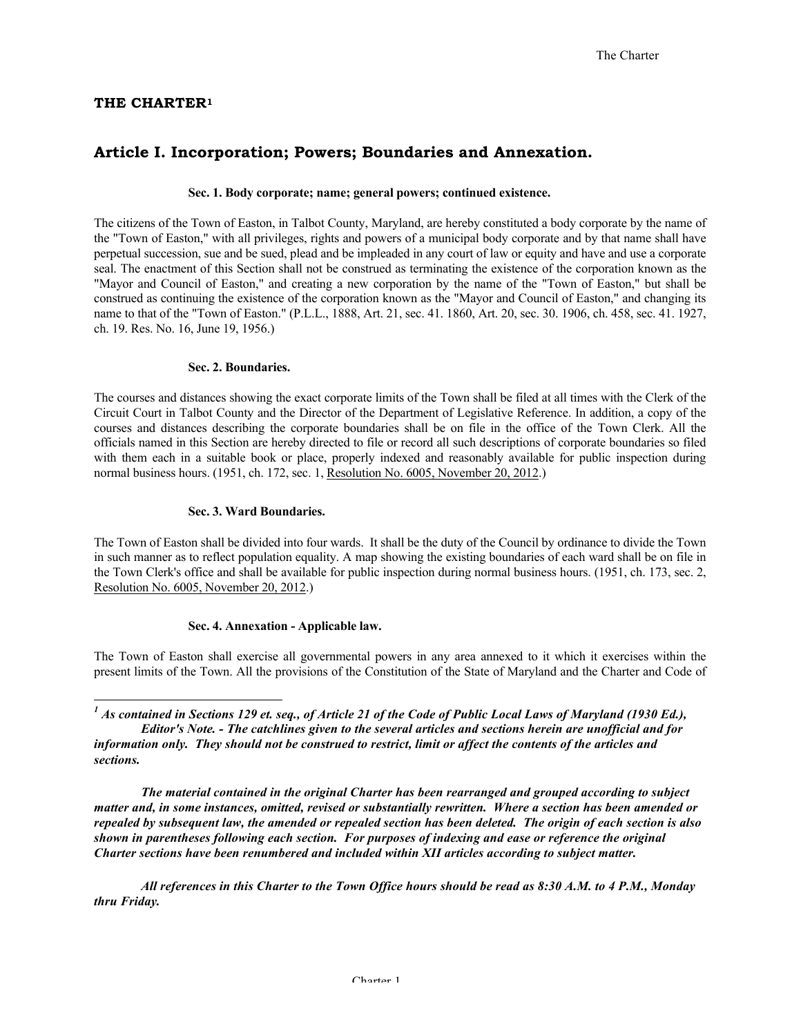# THE CHARTER[1]

## Article I. Incorporation; Powers; Boundaries and Annexation.

### Sec. 1. Body corporate; name; general powers; continued existence.

The citizens of the Town of Easton, in Talbot County, Maryland, are hereby constituted a body corporate by the name of the "Town of Easton," with all privileges, rights and powers of a municipal body corporate and by that name shall have perpetual succession, sue and be sued, plead and be impleaded in any court of law or equity and have and use a corporate seal. The enactment of this Section shall not be construed as terminating the existence of the corporation known as the "Mayor and Council of Easton," and creating a new corporation by the name of the "Town of Easton," but shall be construed as continuing the existence of the corporation known as the "Mayor and Council of Easton," and changing its name to that of the "Town of Easton." (P.L.L., 1888, Art. 21, sec. 41. 1860, Art. 20, sec. 30. 1906, ch. 458, sec. 41. 1927, ch. 19. Res. No. 16, June 19, 1956.)

### Sec. 2. Boundaries.

The courses and distances showing the exact corporate limits of the Town shall be filed at all times with the Clerk of the Circuit Court in Talbot County and the Director of the Department of Legislative Reference. In addition, a copy of the courses and distances describing the corporate boundaries shall be on file in the office of the Town Clerk. All the officials named in this Section are hereby directed to file or record all such descriptions of corporate boundaries so filed with them each in a suitable book or place, properly indexed and reasonably available for public inspection during normal business hours. (1951, ch. 172, sec. 1, Resolution No. 6005, November 20, 2012.)

### Sec. 3. Ward Boundaries.

The Town of Easton shall be divided into four wards. It shall be the duty of the Council by ordinance to divide the Town in such manner as to reflect population equality. A map showing the existing boundaries of each ward shall be on file in the Town Clerk's office and shall be available for public inspection during normal business hours. (1951, ch. 173, sec. 2, Resolution No. 6005, November 20, 2012.)

### Sec. 4. Annexation - Applicable law.

The Town of Easton shall exercise all governmental powers in any area annexed to it which it exercises within the present limits of the Town. All the provisions of the Constitution of the State of Maryland and the Charter and Code of

---

[1] ***As contained in Sections 129 et. seq., of Article 21 of the Code of Public Local Laws of Maryland (1930 Ed.), Editor's Note. - The catchlines given to the several articles and sections herein are unofficial and for information only. They should not be construed to restrict, limit or affect the contents of the articles and sections.***

***The material contained in the original Charter has been rearranged and grouped according to subject matter and, in some instances, omitted, revised or substantially rewritten. Where a section has been amended or repealed by subsequent law, the amended or repealed section has been deleted. The origin of each section is also shown in parentheses following each section. For purposes of indexing and ease or reference the original Charter sections have been renumbered and included within XII articles according to subject matter.***

***All references in this Charter to the Town Office hours should be read as 8:30 A.M. to 4 P.M., Monday thru Friday.***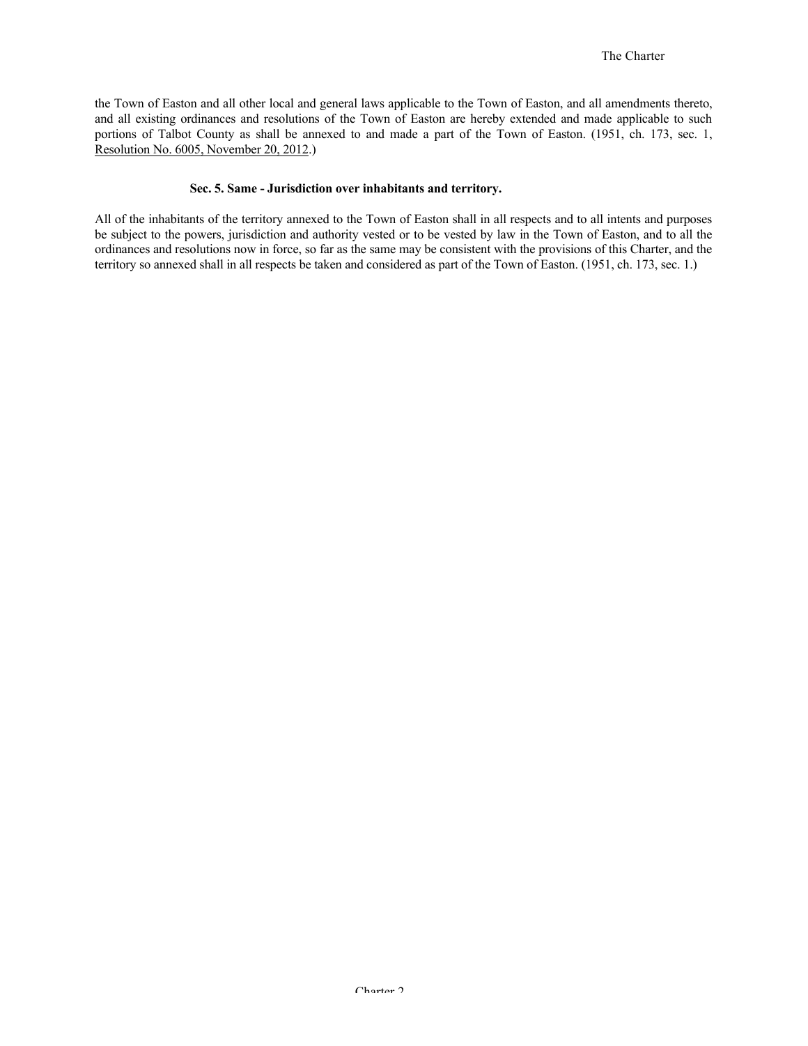the Town of Easton and all other local and general laws applicable to the Town of Easton, and all amendments thereto, and all existing ordinances and resolutions of the Town of Easton are hereby extended and made applicable to such portions of Talbot County as shall be annexed to and made a part of the Town of Easton. (1951, ch. 173, sec. 1, Resolution No. 6005, November 20, 2012.)

### Sec. 5. Same - Jurisdiction over inhabitants and territory.

All of the inhabitants of the territory annexed to the Town of Easton shall in all respects and to all intents and purposes be subject to the powers, jurisdiction and authority vested or to be vested by law in the Town of Easton, and to all the ordinances and resolutions now in force, so far as the same may be consistent with the provisions of this Charter, and the territory so annexed shall in all respects be taken and considered as part of the Town of Easton. (1951, ch. 173, sec. 1.)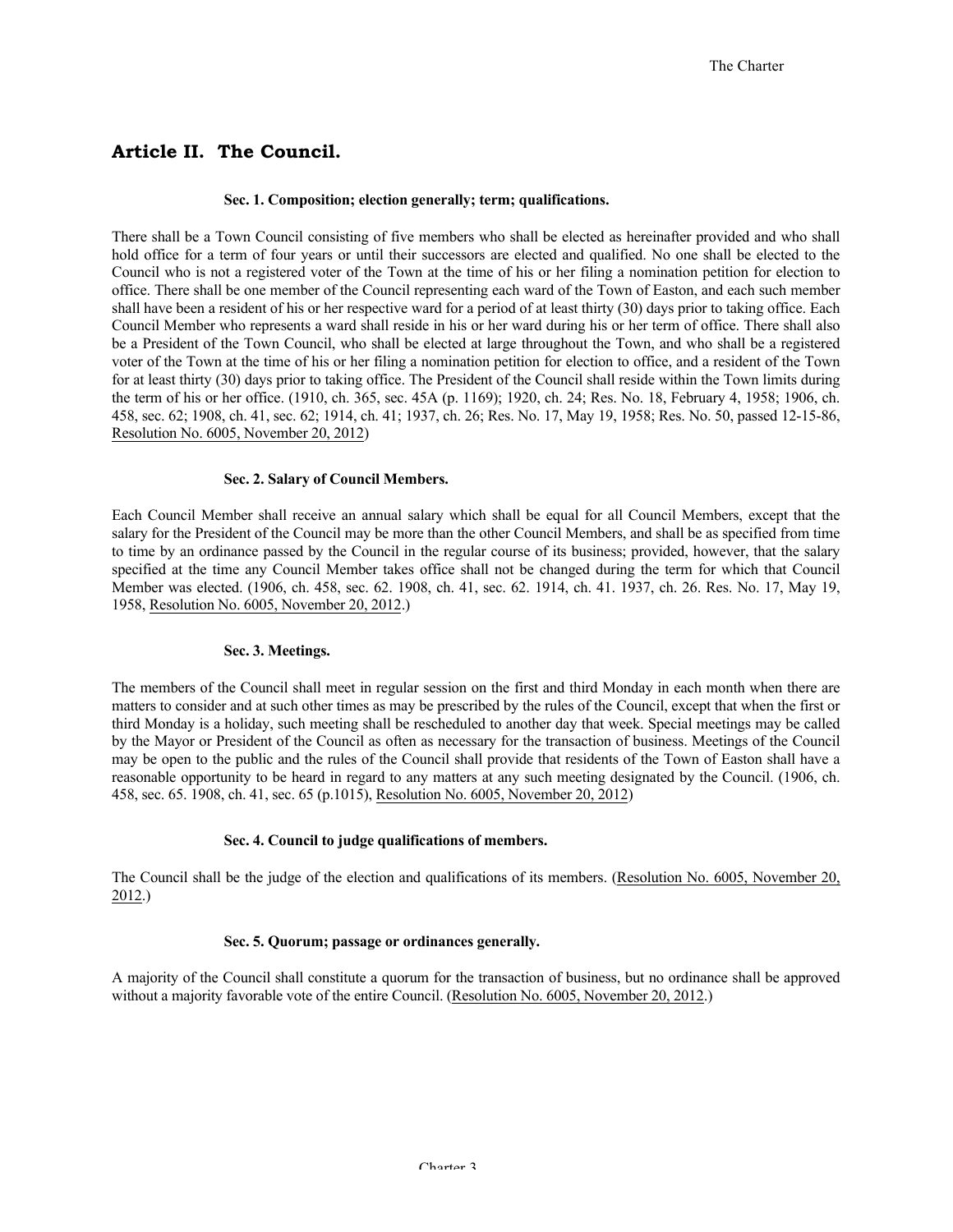## Article II. The Council.

#### Sec. 1. Composition; election generally; term; qualifications.

There shall be a Town Council consisting of five members who shall be elected as hereinafter provided and who shall hold office for a term of four years or until their successors are elected and qualified. No one shall be elected to the Council who is not a registered voter of the Town at the time of his or her filing a nomination petition for election to office. There shall be one member of the Council representing each ward of the Town of Easton, and each such member shall have been a resident of his or her respective ward for a period of at least thirty (30) days prior to taking office. Each Council Member who represents a ward shall reside in his or her ward during his or her term of office. There shall also be a President of the Town Council, who shall be elected at large throughout the Town, and who shall be a registered voter of the Town at the time of his or her filing a nomination petition for election to office, and a resident of the Town for at least thirty (30) days prior to taking office. The President of the Council shall reside within the Town limits during the term of his or her office. (1910, ch. 365, sec. 45A (p. 1169); 1920, ch. 24; Res. No. 18, February 4, 1958; 1906, ch. 458, sec. 62; 1908, ch. 41, sec. 62; 1914, ch. 41; 1937, ch. 26; Res. No. 17, May 19, 1958; Res. No. 50, passed 12-15-86, Resolution No. 6005, November 20, 2012)

#### Sec. 2. Salary of Council Members.

Each Council Member shall receive an annual salary which shall be equal for all Council Members, except that the salary for the President of the Council may be more than the other Council Members, and shall be as specified from time to time by an ordinance passed by the Council in the regular course of its business; provided, however, that the salary specified at the time any Council Member takes office shall not be changed during the term for which that Council Member was elected. (1906, ch. 458, sec. 62. 1908, ch. 41, sec. 62. 1914, ch. 41. 1937, ch. 26. Res. No. 17, May 19, 1958, Resolution No. 6005, November 20, 2012.)

#### Sec. 3. Meetings.

The members of the Council shall meet in regular session on the first and third Monday in each month when there are matters to consider and at such other times as may be prescribed by the rules of the Council, except that when the first or third Monday is a holiday, such meeting shall be rescheduled to another day that week. Special meetings may be called by the Mayor or President of the Council as often as necessary for the transaction of business. Meetings of the Council may be open to the public and the rules of the Council shall provide that residents of the Town of Easton shall have a reasonable opportunity to be heard in regard to any matters at any such meeting designated by the Council. (1906, ch. 458, sec. 65. 1908, ch. 41, sec. 65 (p.1015), Resolution No. 6005, November 20, 2012)

#### Sec. 4. Council to judge qualifications of members.

The Council shall be the judge of the election and qualifications of its members. (Resolution No. 6005, November 20, 2012.)

#### Sec. 5. Quorum; passage or ordinances generally.

A majority of the Council shall constitute a quorum for the transaction of business, but no ordinance shall be approved without a majority favorable vote of the entire Council. (Resolution No. 6005, November 20, 2012.)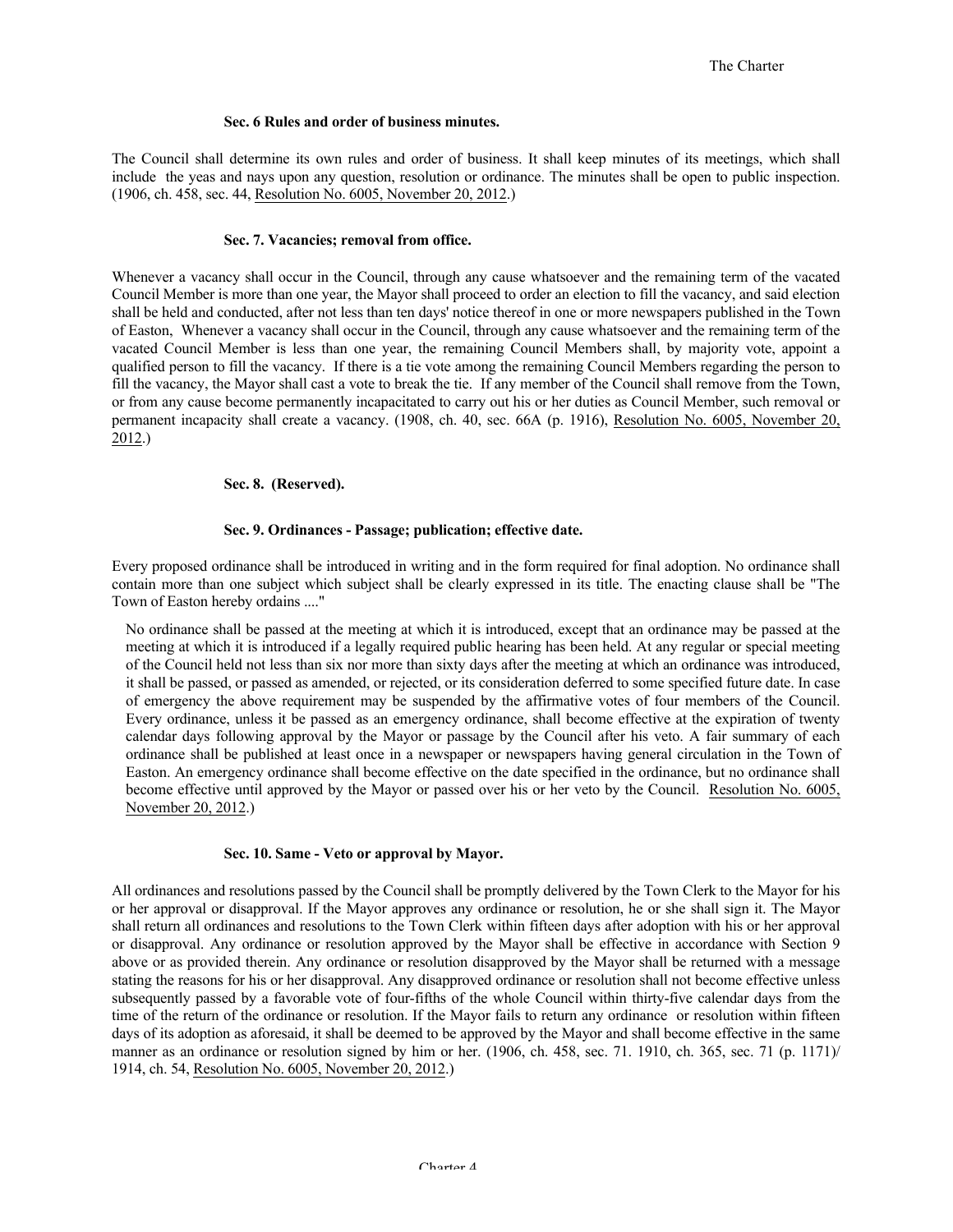#### Sec. 6 Rules and order of business minutes.

The Council shall determine its own rules and order of business. It shall keep minutes of its meetings, which shall include the yeas and nays upon any question, resolution or ordinance. The minutes shall be open to public inspection. (1906, ch. 458, sec. 44, Resolution No. 6005, November 20, 2012.)

#### Sec. 7. Vacancies; removal from office.

Whenever a vacancy shall occur in the Council, through any cause whatsoever and the remaining term of the vacated Council Member is more than one year, the Mayor shall proceed to order an election to fill the vacancy, and said election shall be held and conducted, after not less than ten days' notice thereof in one or more newspapers published in the Town of Easton, Whenever a vacancy shall occur in the Council, through any cause whatsoever and the remaining term of the vacated Council Member is less than one year, the remaining Council Members shall, by majority vote, appoint a qualified person to fill the vacancy. If there is a tie vote among the remaining Council Members regarding the person to fill the vacancy, the Mayor shall cast a vote to break the tie. If any member of the Council shall remove from the Town, or from any cause become permanently incapacitated to carry out his or her duties as Council Member, such removal or permanent incapacity shall create a vacancy. (1908, ch. 40, sec. 66A (p. 1916), Resolution No. 6005, November 20, 2012.)

#### Sec. 8. (Reserved).

#### Sec. 9. Ordinances - Passage; publication; effective date.

Every proposed ordinance shall be introduced in writing and in the form required for final adoption. No ordinance shall contain more than one subject which subject shall be clearly expressed in its title. The enacting clause shall be "The Town of Easton hereby ordains ...."

No ordinance shall be passed at the meeting at which it is introduced, except that an ordinance may be passed at the meeting at which it is introduced if a legally required public hearing has been held. At any regular or special meeting of the Council held not less than six nor more than sixty days after the meeting at which an ordinance was introduced, it shall be passed, or passed as amended, or rejected, or its consideration deferred to some specified future date. In case of emergency the above requirement may be suspended by the affirmative votes of four members of the Council. Every ordinance, unless it be passed as an emergency ordinance, shall become effective at the expiration of twenty calendar days following approval by the Mayor or passage by the Council after his veto. A fair summary of each ordinance shall be published at least once in a newspaper or newspapers having general circulation in the Town of Easton. An emergency ordinance shall become effective on the date specified in the ordinance, but no ordinance shall become effective until approved by the Mayor or passed over his or her veto by the Council. Resolution No. 6005, November 20, 2012.)

#### Sec. 10. Same - Veto or approval by Mayor.

All ordinances and resolutions passed by the Council shall be promptly delivered by the Town Clerk to the Mayor for his or her approval or disapproval. If the Mayor approves any ordinance or resolution, he or she shall sign it. The Mayor shall return all ordinances and resolutions to the Town Clerk within fifteen days after adoption with his or her approval or disapproval. Any ordinance or resolution approved by the Mayor shall be effective in accordance with Section 9 above or as provided therein. Any ordinance or resolution disapproved by the Mayor shall be returned with a message stating the reasons for his or her disapproval. Any disapproved ordinance or resolution shall not become effective unless subsequently passed by a favorable vote of four-fifths of the whole Council within thirty-five calendar days from the time of the return of the ordinance or resolution. If the Mayor fails to return any ordinance or resolution within fifteen days of its adoption as aforesaid, it shall be deemed to be approved by the Mayor and shall become effective in the same manner as an ordinance or resolution signed by him or her. (1906, ch. 458, sec. 71. 1910, ch. 365, sec. 71 (p. 1171)/ 1914, ch. 54, Resolution No. 6005, November 20, 2012.)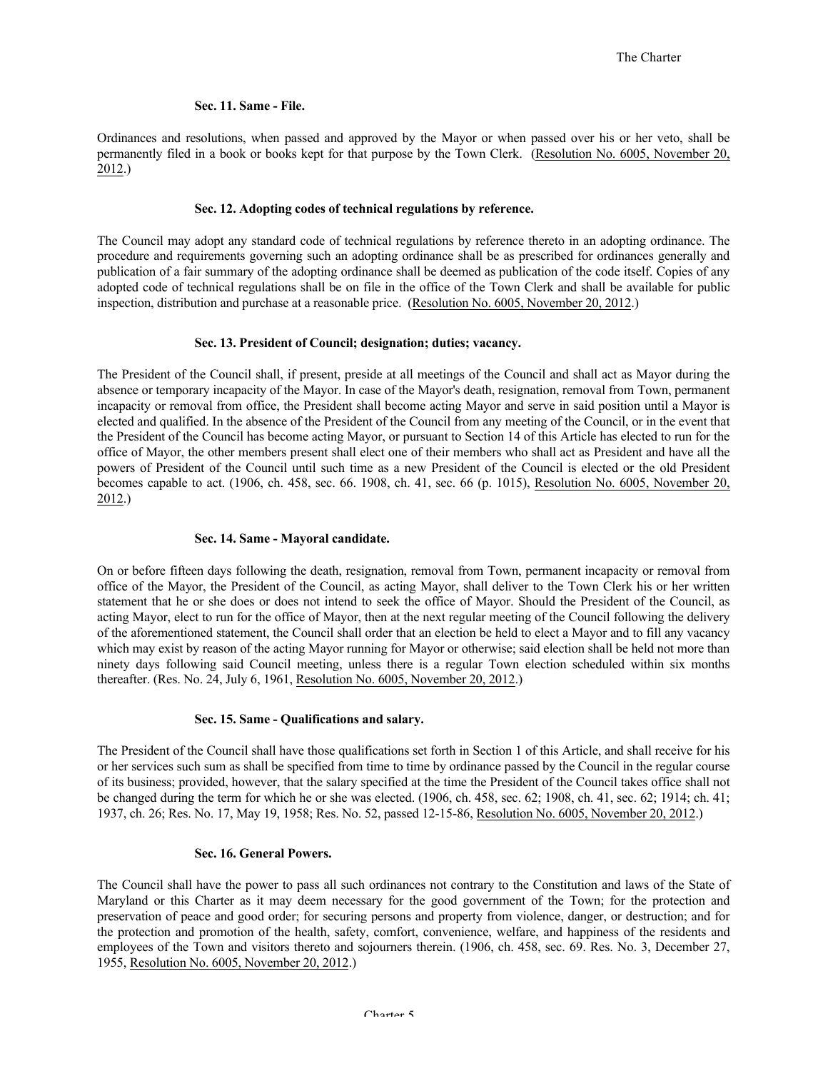**Sec. 11. Same - File.**

Ordinances and resolutions, when passed and approved by the Mayor or when passed over his or her veto, shall be permanently filed in a book or books kept for that purpose by the Town Clerk. (Resolution No. 6005, November 20, 2012.)

**Sec. 12. Adopting codes of technical regulations by reference.**

The Council may adopt any standard code of technical regulations by reference thereto in an adopting ordinance. The procedure and requirements governing such an adopting ordinance shall be as prescribed for ordinances generally and publication of a fair summary of the adopting ordinance shall be deemed as publication of the code itself. Copies of any adopted code of technical regulations shall be on file in the office of the Town Clerk and shall be available for public inspection, distribution and purchase at a reasonable price. (Resolution No. 6005, November 20, 2012.)

**Sec. 13. President of Council; designation; duties; vacancy.**

The President of the Council shall, if present, preside at all meetings of the Council and shall act as Mayor during the absence or temporary incapacity of the Mayor. In case of the Mayor's death, resignation, removal from Town, permanent incapacity or removal from office, the President shall become acting Mayor and serve in said position until a Mayor is elected and qualified. In the absence of the President of the Council from any meeting of the Council, or in the event that the President of the Council has become acting Mayor, or pursuant to Section 14 of this Article has elected to run for the office of Mayor, the other members present shall elect one of their members who shall act as President and have all the powers of President of the Council until such time as a new President of the Council is elected or the old President becomes capable to act. (1906, ch. 458, sec. 66. 1908, ch. 41, sec. 66 (p. 1015), Resolution No. 6005, November 20, 2012.)

**Sec. 14. Same - Mayoral candidate.**

On or before fifteen days following the death, resignation, removal from Town, permanent incapacity or removal from office of the Mayor, the President of the Council, as acting Mayor, shall deliver to the Town Clerk his or her written statement that he or she does or does not intend to seek the office of Mayor. Should the President of the Council, as acting Mayor, elect to run for the office of Mayor, then at the next regular meeting of the Council following the delivery of the aforementioned statement, the Council shall order that an election be held to elect a Mayor and to fill any vacancy which may exist by reason of the acting Mayor running for Mayor or otherwise; said election shall be held not more than ninety days following said Council meeting, unless there is a regular Town election scheduled within six months thereafter. (Res. No. 24, July 6, 1961, Resolution No. 6005, November 20, 2012.)

**Sec. 15. Same - Qualifications and salary.**

The President of the Council shall have those qualifications set forth in Section 1 of this Article, and shall receive for his or her services such sum as shall be specified from time to time by ordinance passed by the Council in the regular course of its business; provided, however, that the salary specified at the time the President of the Council takes office shall not be changed during the term for which he or she was elected. (1906, ch. 458, sec. 62; 1908, ch. 41, sec. 62; 1914; ch. 41; 1937, ch. 26; Res. No. 17, May 19, 1958; Res. No. 52, passed 12-15-86, Resolution No. 6005, November 20, 2012.)

**Sec. 16. General Powers.**

The Council shall have the power to pass all such ordinances not contrary to the Constitution and laws of the State of Maryland or this Charter as it may deem necessary for the good government of the Town; for the protection and preservation of peace and good order; for securing persons and property from violence, danger, or destruction; and for the protection and promotion of the health, safety, comfort, convenience, welfare, and happiness of the residents and employees of the Town and visitors thereto and sojourners therein. (1906, ch. 458, sec. 69. Res. No. 3, December 27, 1955, Resolution No. 6005, November 20, 2012.)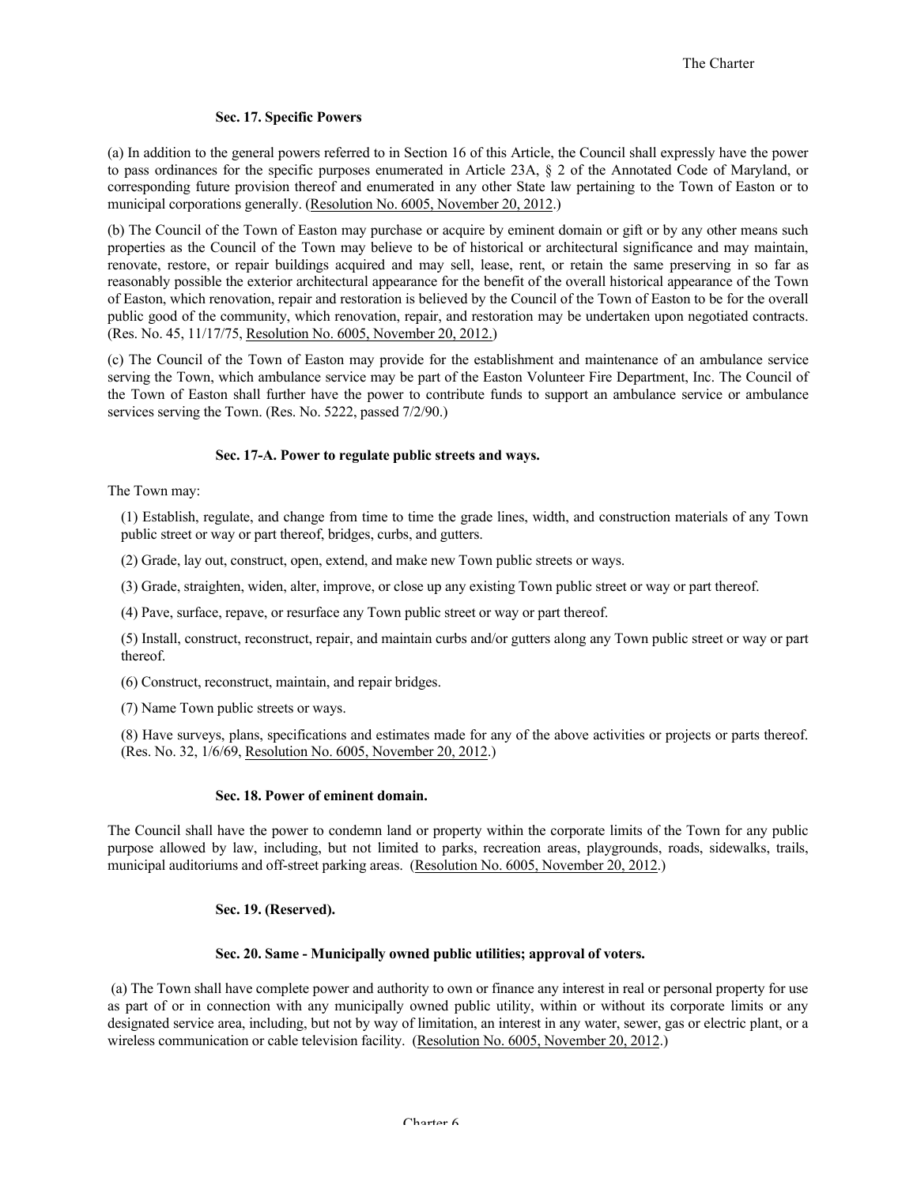### Sec. 17. Specific Powers

(a) In addition to the general powers referred to in Section 16 of this Article, the Council shall expressly have the power to pass ordinances for the specific purposes enumerated in Article 23A, § 2 of the Annotated Code of Maryland, or corresponding future provision thereof and enumerated in any other State law pertaining to the Town of Easton or to municipal corporations generally. (Resolution No. 6005, November 20, 2012.)

(b) The Council of the Town of Easton may purchase or acquire by eminent domain or gift or by any other means such properties as the Council of the Town may believe to be of historical or architectural significance and may maintain, renovate, restore, or repair buildings acquired and may sell, lease, rent, or retain the same preserving in so far as reasonably possible the exterior architectural appearance for the benefit of the overall historical appearance of the Town of Easton, which renovation, repair and restoration is believed by the Council of the Town of Easton to be for the overall public good of the community, which renovation, repair, and restoration may be undertaken upon negotiated contracts. (Res. No. 45, 11/17/75, Resolution No. 6005, November 20, 2012.)

(c) The Council of the Town of Easton may provide for the establishment and maintenance of an ambulance service serving the Town, which ambulance service may be part of the Easton Volunteer Fire Department, Inc. The Council of the Town of Easton shall further have the power to contribute funds to support an ambulance service or ambulance services serving the Town. (Res. No. 5222, passed 7/2/90.)

### Sec. 17-A. Power to regulate public streets and ways.

The Town may:

(1) Establish, regulate, and change from time to time the grade lines, width, and construction materials of any Town public street or way or part thereof, bridges, curbs, and gutters.

(2) Grade, lay out, construct, open, extend, and make new Town public streets or ways.

(3) Grade, straighten, widen, alter, improve, or close up any existing Town public street or way or part thereof.

(4) Pave, surface, repave, or resurface any Town public street or way or part thereof.

(5) Install, construct, reconstruct, repair, and maintain curbs and/or gutters along any Town public street or way or part thereof.

(6) Construct, reconstruct, maintain, and repair bridges.

(7) Name Town public streets or ways.

(8) Have surveys, plans, specifications and estimates made for any of the above activities or projects or parts thereof. (Res. No. 32, 1/6/69, Resolution No. 6005, November 20, 2012.)

### Sec. 18. Power of eminent domain.

The Council shall have the power to condemn land or property within the corporate limits of the Town for any public purpose allowed by law, including, but not limited to parks, recreation areas, playgrounds, roads, sidewalks, trails, municipal auditoriums and off-street parking areas. (Resolution No. 6005, November 20, 2012.)

### Sec. 19. (Reserved).

### Sec. 20. Same - Municipally owned public utilities; approval of voters.

(a) The Town shall have complete power and authority to own or finance any interest in real or personal property for use as part of or in connection with any municipally owned public utility, within or without its corporate limits or any designated service area, including, but not by way of limitation, an interest in any water, sewer, gas or electric plant, or a wireless communication or cable television facility. (Resolution No. 6005, November 20, 2012.)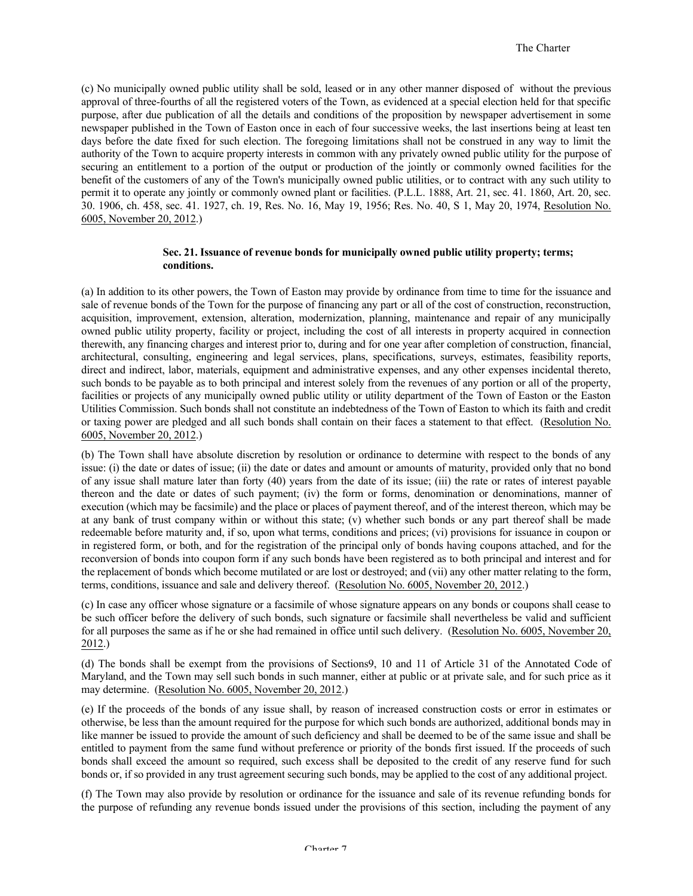(c) No municipally owned public utility shall be sold, leased or in any other manner disposed of without the previous approval of three-fourths of all the registered voters of the Town, as evidenced at a special election held for that specific purpose, after due publication of all the details and conditions of the proposition by newspaper advertisement in some newspaper published in the Town of Easton once in each of four successive weeks, the last insertions being at least ten days before the date fixed for such election. The foregoing limitations shall not be construed in any way to limit the authority of the Town to acquire property interests in common with any privately owned public utility for the purpose of securing an entitlement to a portion of the output or production of the jointly or commonly owned facilities for the benefit of the customers of any of the Town's municipally owned public utilities, or to contract with any such utility to permit it to operate any jointly or commonly owned plant or facilities. (P.L.L. 1888, Art. 21, sec. 41. 1860, Art. 20, sec. 30. 1906, ch. 458, sec. 41. 1927, ch. 19, Res. No. 16, May 19, 1956; Res. No. 40, S 1, May 20, 1974, Resolution No. 6005, November 20, 2012.)

**Sec. 21. Issuance of revenue bonds for municipally owned public utility property; terms; conditions.**

(a) In addition to its other powers, the Town of Easton may provide by ordinance from time to time for the issuance and sale of revenue bonds of the Town for the purpose of financing any part or all of the cost of construction, reconstruction, acquisition, improvement, extension, alteration, modernization, planning, maintenance and repair of any municipally owned public utility property, facility or project, including the cost of all interests in property acquired in connection therewith, any financing charges and interest prior to, during and for one year after completion of construction, financial, architectural, consulting, engineering and legal services, plans, specifications, surveys, estimates, feasibility reports, direct and indirect, labor, materials, equipment and administrative expenses, and any other expenses incidental thereto, such bonds to be payable as to both principal and interest solely from the revenues of any portion or all of the property, facilities or projects of any municipally owned public utility or utility department of the Town of Easton or the Easton Utilities Commission. Such bonds shall not constitute an indebtedness of the Town of Easton to which its faith and credit or taxing power are pledged and all such bonds shall contain on their faces a statement to that effect. (Resolution No. 6005, November 20, 2012.)

(b) The Town shall have absolute discretion by resolution or ordinance to determine with respect to the bonds of any issue: (i) the date or dates of issue; (ii) the date or dates and amount or amounts of maturity, provided only that no bond of any issue shall mature later than forty (40) years from the date of its issue; (iii) the rate or rates of interest payable thereon and the date or dates of such payment; (iv) the form or forms, denomination or denominations, manner of execution (which may be facsimile) and the place or places of payment thereof, and of the interest thereon, which may be at any bank of trust company within or without this state; (v) whether such bonds or any part thereof shall be made redeemable before maturity and, if so, upon what terms, conditions and prices; (vi) provisions for issuance in coupon or in registered form, or both, and for the registration of the principal only of bonds having coupons attached, and for the reconversion of bonds into coupon form if any such bonds have been registered as to both principal and interest and for the replacement of bonds which become mutilated or are lost or destroyed; and (vii) any other matter relating to the form, terms, conditions, issuance and sale and delivery thereof. (Resolution No. 6005, November 20, 2012.)

(c) In case any officer whose signature or a facsimile of whose signature appears on any bonds or coupons shall cease to be such officer before the delivery of such bonds, such signature or facsimile shall nevertheless be valid and sufficient for all purposes the same as if he or she had remained in office until such delivery. (Resolution No. 6005, November 20, 2012.)

(d) The bonds shall be exempt from the provisions of Sections9, 10 and 11 of Article 31 of the Annotated Code of Maryland, and the Town may sell such bonds in such manner, either at public or at private sale, and for such price as it may determine. (Resolution No. 6005, November 20, 2012.)

(e) If the proceeds of the bonds of any issue shall, by reason of increased construction costs or error in estimates or otherwise, be less than the amount required for the purpose for which such bonds are authorized, additional bonds may in like manner be issued to provide the amount of such deficiency and shall be deemed to be of the same issue and shall be entitled to payment from the same fund without preference or priority of the bonds first issued. If the proceeds of such bonds shall exceed the amount so required, such excess shall be deposited to the credit of any reserve fund for such bonds or, if so provided in any trust agreement securing such bonds, may be applied to the cost of any additional project.

(f) The Town may also provide by resolution or ordinance for the issuance and sale of its revenue refunding bonds for the purpose of refunding any revenue bonds issued under the provisions of this section, including the payment of any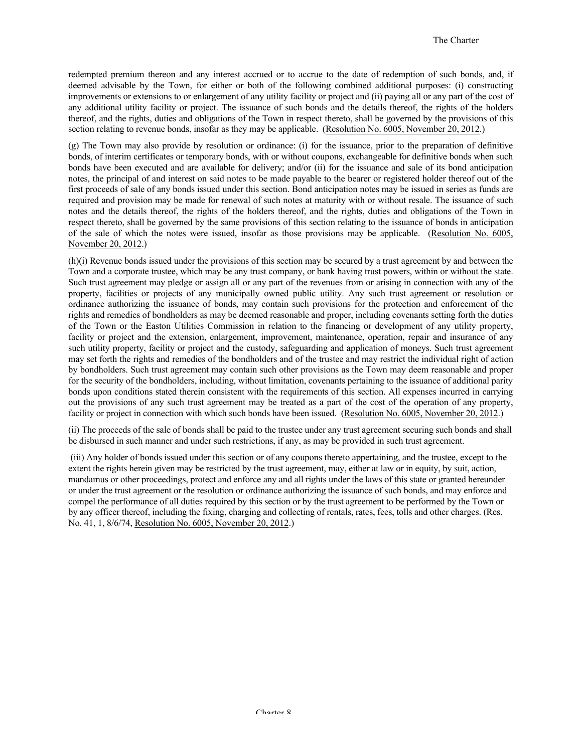redempted premium thereon and any interest accrued or to accrue to the date of redemption of such bonds, and, if deemed advisable by the Town, for either or both of the following combined additional purposes: (i) constructing improvements or extensions to or enlargement of any utility facility or project and (ii) paying all or any part of the cost of any additional utility facility or project. The issuance of such bonds and the details thereof, the rights of the holders thereof, and the rights, duties and obligations of the Town in respect thereto, shall be governed by the provisions of this section relating to revenue bonds, insofar as they may be applicable. (Resolution No. 6005, November 20, 2012.)

(g) The Town may also provide by resolution or ordinance: (i) for the issuance, prior to the preparation of definitive bonds, of interim certificates or temporary bonds, with or without coupons, exchangeable for definitive bonds when such bonds have been executed and are available for delivery; and/or (ii) for the issuance and sale of its bond anticipation notes, the principal of and interest on said notes to be made payable to the bearer or registered holder thereof out of the first proceeds of sale of any bonds issued under this section. Bond anticipation notes may be issued in series as funds are required and provision may be made for renewal of such notes at maturity with or without resale. The issuance of such notes and the details thereof, the rights of the holders thereof, and the rights, duties and obligations of the Town in respect thereto, shall be governed by the same provisions of this section relating to the issuance of bonds in anticipation of the sale of which the notes were issued, insofar as those provisions may be applicable. (Resolution No. 6005, November 20, 2012.)

(h)(i) Revenue bonds issued under the provisions of this section may be secured by a trust agreement by and between the Town and a corporate trustee, which may be any trust company, or bank having trust powers, within or without the state. Such trust agreement may pledge or assign all or any part of the revenues from or arising in connection with any of the property, facilities or projects of any municipally owned public utility. Any such trust agreement or resolution or ordinance authorizing the issuance of bonds, may contain such provisions for the protection and enforcement of the rights and remedies of bondholders as may be deemed reasonable and proper, including covenants setting forth the duties of the Town or the Easton Utilities Commission in relation to the financing or development of any utility property, facility or project and the extension, enlargement, improvement, maintenance, operation, repair and insurance of any such utility property, facility or project and the custody, safeguarding and application of moneys. Such trust agreement may set forth the rights and remedies of the bondholders and of the trustee and may restrict the individual right of action by bondholders. Such trust agreement may contain such other provisions as the Town may deem reasonable and proper for the security of the bondholders, including, without limitation, covenants pertaining to the issuance of additional parity bonds upon conditions stated therein consistent with the requirements of this section. All expenses incurred in carrying out the provisions of any such trust agreement may be treated as a part of the cost of the operation of any property, facility or project in connection with which such bonds have been issued. (Resolution No. 6005, November 20, 2012.)

(ii) The proceeds of the sale of bonds shall be paid to the trustee under any trust agreement securing such bonds and shall be disbursed in such manner and under such restrictions, if any, as may be provided in such trust agreement.

(iii) Any holder of bonds issued under this section or of any coupons thereto appertaining, and the trustee, except to the extent the rights herein given may be restricted by the trust agreement, may, either at law or in equity, by suit, action, mandamus or other proceedings, protect and enforce any and all rights under the laws of this state or granted hereunder or under the trust agreement or the resolution or ordinance authorizing the issuance of such bonds, and may enforce and compel the performance of all duties required by this section or by the trust agreement to be performed by the Town or by any officer thereof, including the fixing, charging and collecting of rentals, rates, fees, tolls and other charges. (Res. No. 41, 1, 8/6/74, Resolution No. 6005, November 20, 2012.)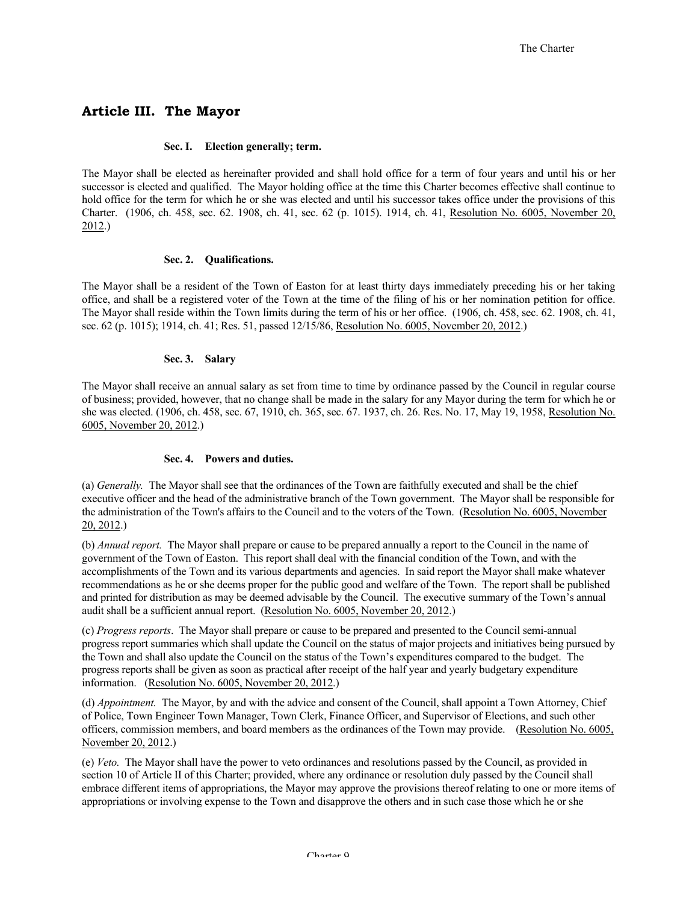## Article III. The Mayor

### Sec. I. Election generally; term.

The Mayor shall be elected as hereinafter provided and shall hold office for a term of four years and until his or her successor is elected and qualified. The Mayor holding office at the time this Charter becomes effective shall continue to hold office for the term for which he or she was elected and until his successor takes office under the provisions of this Charter. (1906, ch. 458, sec. 62. 1908, ch. 41, sec. 62 (p. 1015). 1914, ch. 41, Resolution No. 6005, November 20, 2012.)

### Sec. 2. Qualifications.

The Mayor shall be a resident of the Town of Easton for at least thirty days immediately preceding his or her taking office, and shall be a registered voter of the Town at the time of the filing of his or her nomination petition for office. The Mayor shall reside within the Town limits during the term of his or her office. (1906, ch. 458, sec. 62. 1908, ch. 41, sec. 62 (p. 1015); 1914, ch. 41; Res. 51, passed 12/15/86, Resolution No. 6005, November 20, 2012.)

### Sec. 3. Salary

The Mayor shall receive an annual salary as set from time to time by ordinance passed by the Council in regular course of business; provided, however, that no change shall be made in the salary for any Mayor during the term for which he or she was elected. (1906, ch. 458, sec. 67, 1910, ch. 365, sec. 67. 1937, ch. 26. Res. No. 17, May 19, 1958, Resolution No. 6005, November 20, 2012.)

### Sec. 4. Powers and duties.

(a) *Generally.* The Mayor shall see that the ordinances of the Town are faithfully executed and shall be the chief executive officer and the head of the administrative branch of the Town government. The Mayor shall be responsible for the administration of the Town's affairs to the Council and to the voters of the Town. (Resolution No. 6005, November 20, 2012.)

(b) *Annual report.* The Mayor shall prepare or cause to be prepared annually a report to the Council in the name of government of the Town of Easton. This report shall deal with the financial condition of the Town, and with the accomplishments of the Town and its various departments and agencies. In said report the Mayor shall make whatever recommendations as he or she deems proper for the public good and welfare of the Town. The report shall be published and printed for distribution as may be deemed advisable by the Council. The executive summary of the Town's annual audit shall be a sufficient annual report. (Resolution No. 6005, November 20, 2012.)

(c) *Progress reports*. The Mayor shall prepare or cause to be prepared and presented to the Council semi-annual progress report summaries which shall update the Council on the status of major projects and initiatives being pursued by the Town and shall also update the Council on the status of the Town's expenditures compared to the budget. The progress reports shall be given as soon as practical after receipt of the half year and yearly budgetary expenditure information. (Resolution No. 6005, November 20, 2012.)

(d) *Appointment.* The Mayor, by and with the advice and consent of the Council, shall appoint a Town Attorney, Chief of Police, Town Engineer Town Manager, Town Clerk, Finance Officer, and Supervisor of Elections, and such other officers, commission members, and board members as the ordinances of the Town may provide. (Resolution No. 6005, November 20, 2012.)

(e) *Veto.* The Mayor shall have the power to veto ordinances and resolutions passed by the Council, as provided in section 10 of Article II of this Charter; provided, where any ordinance or resolution duly passed by the Council shall embrace different items of appropriations, the Mayor may approve the provisions thereof relating to one or more items of appropriations or involving expense to the Town and disapprove the others and in such case those which he or she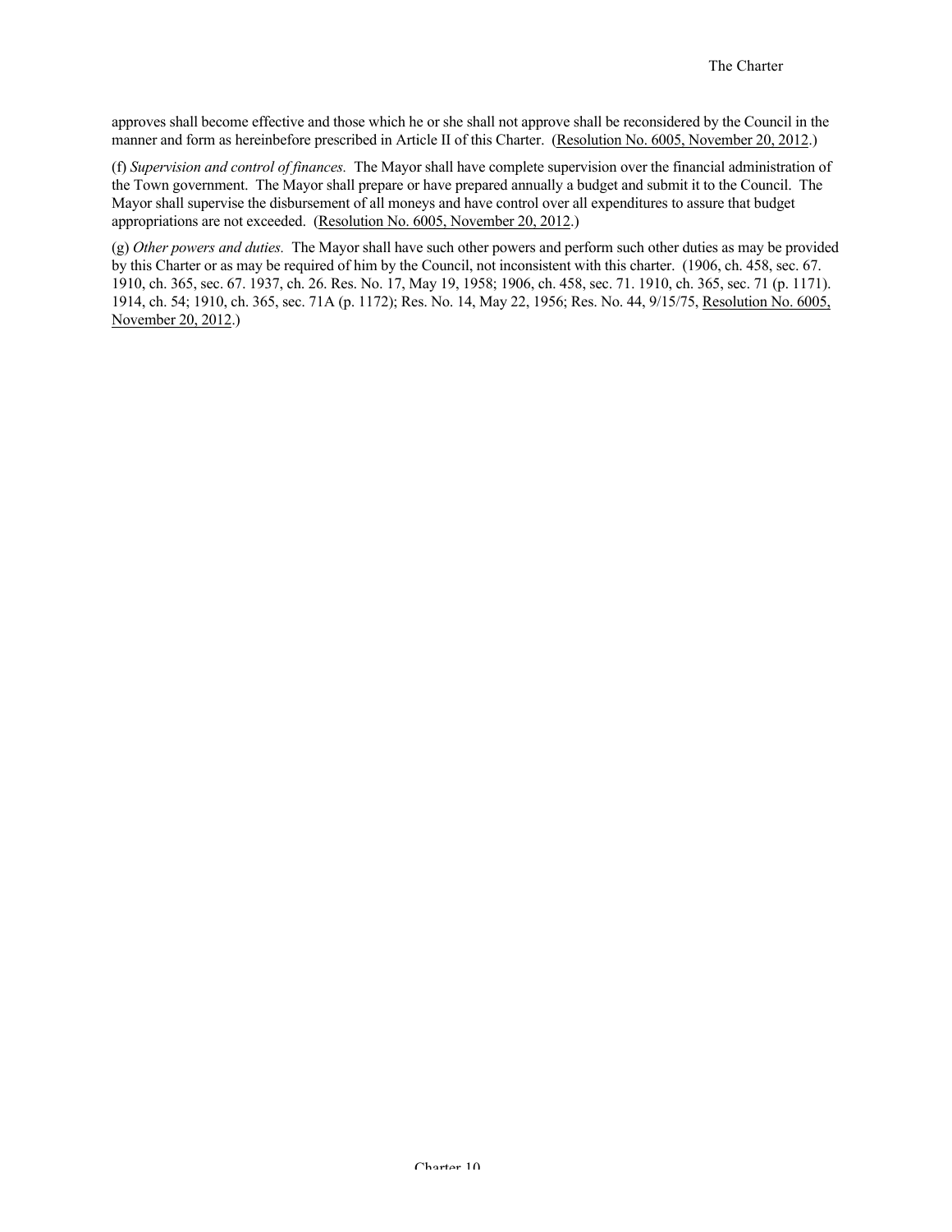approves shall become effective and those which he or she shall not approve shall be reconsidered by the Council in the manner and form as hereinbefore prescribed in Article II of this Charter. (Resolution No. 6005, November 20, 2012.)

(f) *Supervision and control of finances.* The Mayor shall have complete supervision over the financial administration of the Town government. The Mayor shall prepare or have prepared annually a budget and submit it to the Council. The Mayor shall supervise the disbursement of all moneys and have control over all expenditures to assure that budget appropriations are not exceeded. (Resolution No. 6005, November 20, 2012.)

(g) *Other powers and duties.* The Mayor shall have such other powers and perform such other duties as may be provided by this Charter or as may be required of him by the Council, not inconsistent with this charter. (1906, ch. 458, sec. 67. 1910, ch. 365, sec. 67. 1937, ch. 26. Res. No. 17, May 19, 1958; 1906, ch. 458, sec. 71. 1910, ch. 365, sec. 71 (p. 1171). 1914, ch. 54; 1910, ch. 365, sec. 71A (p. 1172); Res. No. 14, May 22, 1956; Res. No. 44, 9/15/75, Resolution No. 6005, November 20, 2012.)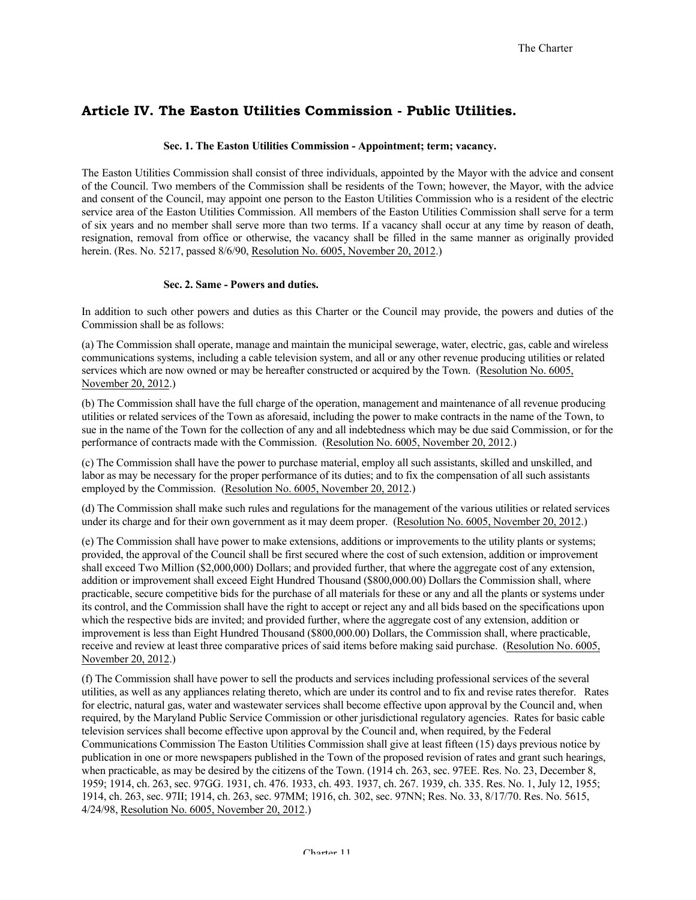## Article IV. The Easton Utilities Commission - Public Utilities.

### Sec. 1. The Easton Utilities Commission - Appointment; term; vacancy.

The Easton Utilities Commission shall consist of three individuals, appointed by the Mayor with the advice and consent of the Council. Two members of the Commission shall be residents of the Town; however, the Mayor, with the advice and consent of the Council, may appoint one person to the Easton Utilities Commission who is a resident of the electric service area of the Easton Utilities Commission. All members of the Easton Utilities Commission shall serve for a term of six years and no member shall serve more than two terms. If a vacancy shall occur at any time by reason of death, resignation, removal from office or otherwise, the vacancy shall be filled in the same manner as originally provided herein. (Res. No. 5217, passed 8/6/90, Resolution No. 6005, November 20, 2012.)

### Sec. 2. Same - Powers and duties.

In addition to such other powers and duties as this Charter or the Council may provide, the powers and duties of the Commission shall be as follows:

(a) The Commission shall operate, manage and maintain the municipal sewerage, water, electric, gas, cable and wireless communications systems, including a cable television system, and all or any other revenue producing utilities or related services which are now owned or may be hereafter constructed or acquired by the Town. (Resolution No. 6005, November 20, 2012.)

(b) The Commission shall have the full charge of the operation, management and maintenance of all revenue producing utilities or related services of the Town as aforesaid, including the power to make contracts in the name of the Town, to sue in the name of the Town for the collection of any and all indebtedness which may be due said Commission, or for the performance of contracts made with the Commission. (Resolution No. 6005, November 20, 2012.)

(c) The Commission shall have the power to purchase material, employ all such assistants, skilled and unskilled, and labor as may be necessary for the proper performance of its duties; and to fix the compensation of all such assistants employed by the Commission. (Resolution No. 6005, November 20, 2012.)

(d) The Commission shall make such rules and regulations for the management of the various utilities or related services under its charge and for their own government as it may deem proper. (Resolution No. 6005, November 20, 2012.)

(e) The Commission shall have power to make extensions, additions or improvements to the utility plants or systems; provided, the approval of the Council shall be first secured where the cost of such extension, addition or improvement shall exceed Two Million ($2,000,000) Dollars; and provided further, that where the aggregate cost of any extension, addition or improvement shall exceed Eight Hundred Thousand ($800,000.00) Dollars the Commission shall, where practicable, secure competitive bids for the purchase of all materials for these or any and all the plants or systems under its control, and the Commission shall have the right to accept or reject any and all bids based on the specifications upon which the respective bids are invited; and provided further, where the aggregate cost of any extension, addition or improvement is less than Eight Hundred Thousand ($800,000.00) Dollars, the Commission shall, where practicable, receive and review at least three comparative prices of said items before making said purchase. (Resolution No. 6005, November 20, 2012.)

(f) The Commission shall have power to sell the products and services including professional services of the several utilities, as well as any appliances relating thereto, which are under its control and to fix and revise rates therefor. Rates for electric, natural gas, water and wastewater services shall become effective upon approval by the Council and, when required, by the Maryland Public Service Commission or other jurisdictional regulatory agencies. Rates for basic cable television services shall become effective upon approval by the Council and, when required, by the Federal Communications Commission The Easton Utilities Commission shall give at least fifteen (15) days previous notice by publication in one or more newspapers published in the Town of the proposed revision of rates and grant such hearings, when practicable, as may be desired by the citizens of the Town. (1914 ch. 263, sec. 97EE. Res. No. 23, December 8, 1959; 1914, ch. 263, sec. 97GG. 1931, ch. 476. 1933, ch. 493. 1937, ch. 267. 1939, ch. 335. Res. No. 1, July 12, 1955; 1914, ch. 263, sec. 97II; 1914, ch. 263, sec. 97MM; 1916, ch. 302, sec. 97NN; Res. No. 33, 8/17/70. Res. No. 5615, 4/24/98, Resolution No. 6005, November 20, 2012.)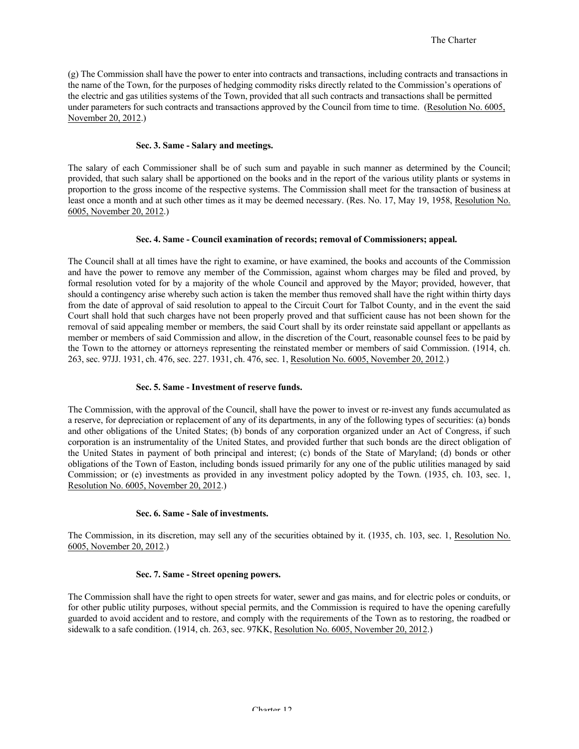(g) The Commission shall have the power to enter into contracts and transactions, including contracts and transactions in the name of the Town, for the purposes of hedging commodity risks directly related to the Commission's operations of the electric and gas utilities systems of the Town, provided that all such contracts and transactions shall be permitted under parameters for such contracts and transactions approved by the Council from time to time. (Resolution No. 6005, November 20, 2012.)

**Sec. 3. Same - Salary and meetings.**

The salary of each Commissioner shall be of such sum and payable in such manner as determined by the Council; provided, that such salary shall be apportioned on the books and in the report of the various utility plants or systems in proportion to the gross income of the respective systems. The Commission shall meet for the transaction of business at least once a month and at such other times as it may be deemed necessary. (Res. No. 17, May 19, 1958, Resolution No. 6005, November 20, 2012.)

**Sec. 4. Same - Council examination of records; removal of Commissioners; appeal.**

The Council shall at all times have the right to examine, or have examined, the books and accounts of the Commission and have the power to remove any member of the Commission, against whom charges may be filed and proved, by formal resolution voted for by a majority of the whole Council and approved by the Mayor; provided, however, that should a contingency arise whereby such action is taken the member thus removed shall have the right within thirty days from the date of approval of said resolution to appeal to the Circuit Court for Talbot County, and in the event the said Court shall hold that such charges have not been properly proved and that sufficient cause has not been shown for the removal of said appealing member or members, the said Court shall by its order reinstate said appellant or appellants as member or members of said Commission and allow, in the discretion of the Court, reasonable counsel fees to be paid by the Town to the attorney or attorneys representing the reinstated member or members of said Commission. (1914, ch. 263, sec. 97JJ. 1931, ch. 476, sec. 227. 1931, ch. 476, sec. 1, Resolution No. 6005, November 20, 2012.)

**Sec. 5. Same - Investment of reserve funds.**

The Commission, with the approval of the Council, shall have the power to invest or re-invest any funds accumulated as a reserve, for depreciation or replacement of any of its departments, in any of the following types of securities: (a) bonds and other obligations of the United States; (b) bonds of any corporation organized under an Act of Congress, if such corporation is an instrumentality of the United States, and provided further that such bonds are the direct obligation of the United States in payment of both principal and interest; (c) bonds of the State of Maryland; (d) bonds or other obligations of the Town of Easton, including bonds issued primarily for any one of the public utilities managed by said Commission; or (e) investments as provided in any investment policy adopted by the Town. (1935, ch. 103, sec. 1, Resolution No. 6005, November 20, 2012.)

**Sec. 6. Same - Sale of investments.**

The Commission, in its discretion, may sell any of the securities obtained by it. (1935, ch. 103, sec. 1, Resolution No. 6005, November 20, 2012.)

**Sec. 7. Same - Street opening powers.**

The Commission shall have the right to open streets for water, sewer and gas mains, and for electric poles or conduits, or for other public utility purposes, without special permits, and the Commission is required to have the opening carefully guarded to avoid accident and to restore, and comply with the requirements of the Town as to restoring, the roadbed or sidewalk to a safe condition. (1914, ch. 263, sec. 97KK, Resolution No. 6005, November 20, 2012.)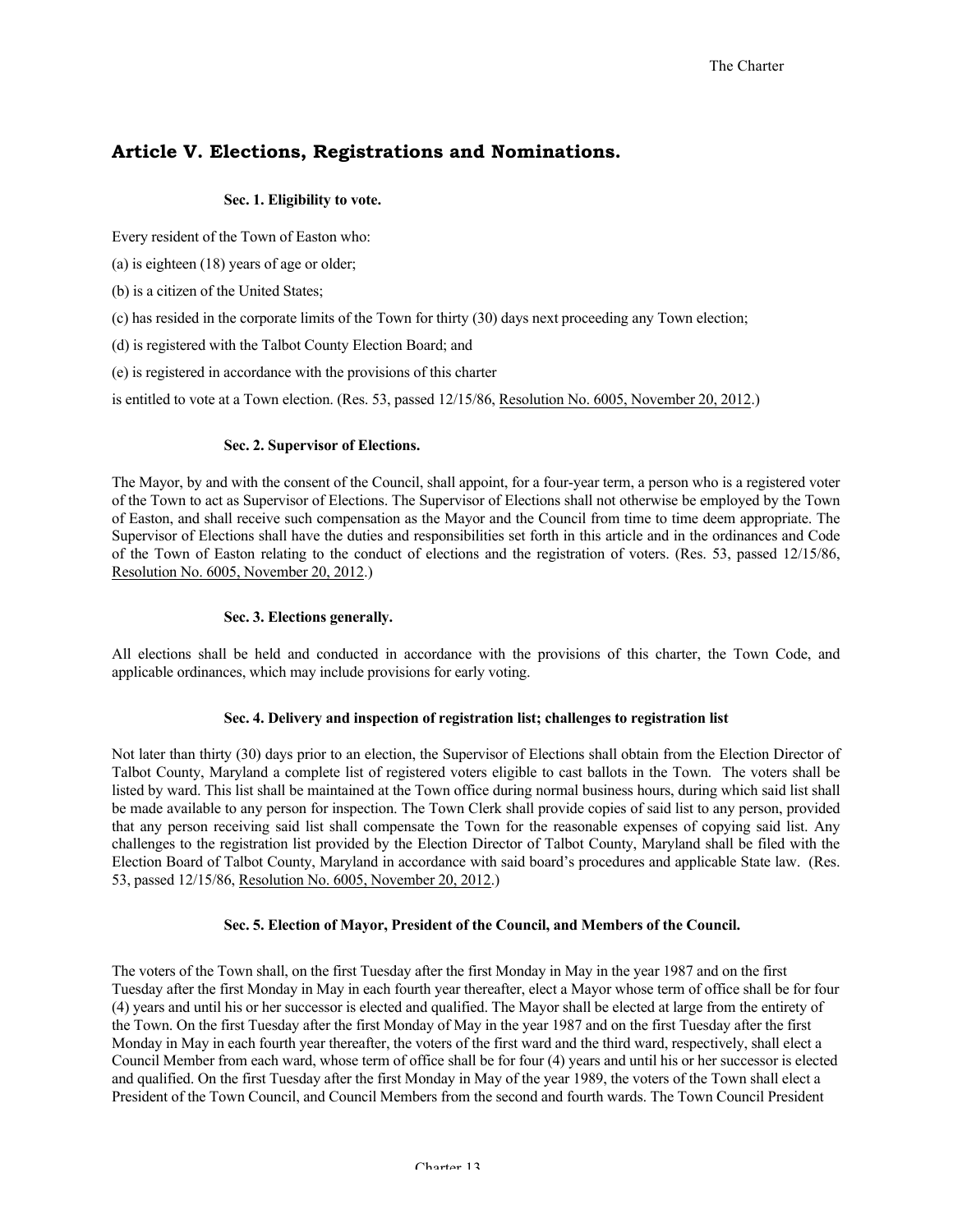## Article V. Elections, Registrations and Nominations.

### Sec. 1. Eligibility to vote.

Every resident of the Town of Easton who:

(a) is eighteen (18) years of age or older;

(b) is a citizen of the United States;

(c) has resided in the corporate limits of the Town for thirty (30) days next proceeding any Town election;

(d) is registered with the Talbot County Election Board; and

(e) is registered in accordance with the provisions of this charter

is entitled to vote at a Town election. (Res. 53, passed 12/15/86, Resolution No. 6005, November 20, 2012.)

### Sec. 2. Supervisor of Elections.

The Mayor, by and with the consent of the Council, shall appoint, for a four-year term, a person who is a registered voter of the Town to act as Supervisor of Elections. The Supervisor of Elections shall not otherwise be employed by the Town of Easton, and shall receive such compensation as the Mayor and the Council from time to time deem appropriate. The Supervisor of Elections shall have the duties and responsibilities set forth in this article and in the ordinances and Code of the Town of Easton relating to the conduct of elections and the registration of voters. (Res. 53, passed 12/15/86, Resolution No. 6005, November 20, 2012.)

### Sec. 3. Elections generally.

All elections shall be held and conducted in accordance with the provisions of this charter, the Town Code, and applicable ordinances, which may include provisions for early voting.

### Sec. 4. Delivery and inspection of registration list; challenges to registration list

Not later than thirty (30) days prior to an election, the Supervisor of Elections shall obtain from the Election Director of Talbot County, Maryland a complete list of registered voters eligible to cast ballots in the Town. The voters shall be listed by ward. This list shall be maintained at the Town office during normal business hours, during which said list shall be made available to any person for inspection. The Town Clerk shall provide copies of said list to any person, provided that any person receiving said list shall compensate the Town for the reasonable expenses of copying said list. Any challenges to the registration list provided by the Election Director of Talbot County, Maryland shall be filed with the Election Board of Talbot County, Maryland in accordance with said board's procedures and applicable State law. (Res. 53, passed 12/15/86, Resolution No. 6005, November 20, 2012.)

### Sec. 5. Election of Mayor, President of the Council, and Members of the Council.

The voters of the Town shall, on the first Tuesday after the first Monday in May in the year 1987 and on the first Tuesday after the first Monday in May in each fourth year thereafter, elect a Mayor whose term of office shall be for four (4) years and until his or her successor is elected and qualified. The Mayor shall be elected at large from the entirety of the Town. On the first Tuesday after the first Monday of May in the year 1987 and on the first Tuesday after the first Monday in May in each fourth year thereafter, the voters of the first ward and the third ward, respectively, shall elect a Council Member from each ward, whose term of office shall be for four (4) years and until his or her successor is elected and qualified. On the first Tuesday after the first Monday in May of the year 1989, the voters of the Town shall elect a President of the Town Council, and Council Members from the second and fourth wards. The Town Council President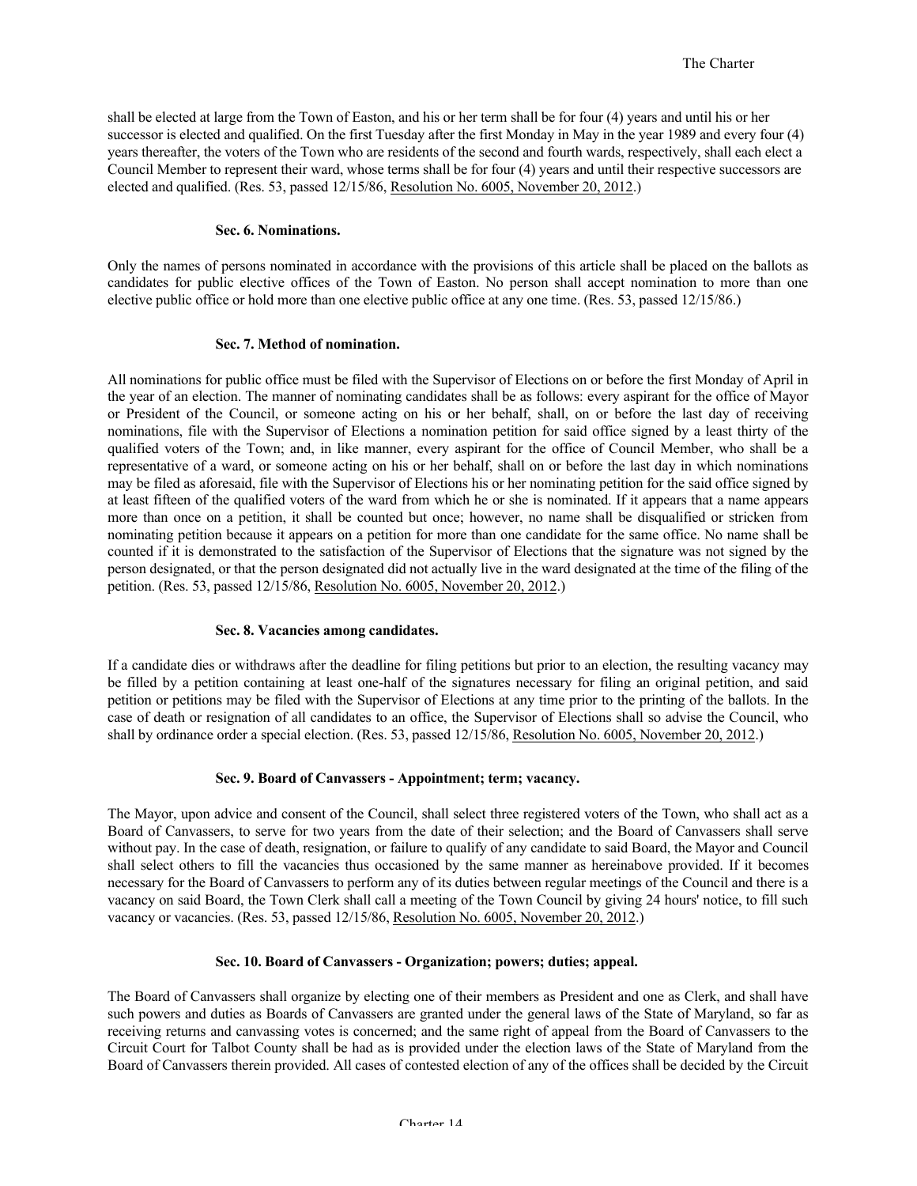shall be elected at large from the Town of Easton, and his or her term shall be for four (4) years and until his or her successor is elected and qualified. On the first Tuesday after the first Monday in May in the year 1989 and every four (4) years thereafter, the voters of the Town who are residents of the second and fourth wards, respectively, shall each elect a Council Member to represent their ward, whose terms shall be for four (4) years and until their respective successors are elected and qualified. (Res. 53, passed 12/15/86, Resolution No. 6005, November 20, 2012.)

#### Sec. 6. Nominations.

Only the names of persons nominated in accordance with the provisions of this article shall be placed on the ballots as candidates for public elective offices of the Town of Easton. No person shall accept nomination to more than one elective public office or hold more than one elective public office at any one time. (Res. 53, passed 12/15/86.)

#### Sec. 7. Method of nomination.

All nominations for public office must be filed with the Supervisor of Elections on or before the first Monday of April in the year of an election. The manner of nominating candidates shall be as follows: every aspirant for the office of Mayor or President of the Council, or someone acting on his or her behalf, shall, on or before the last day of receiving nominations, file with the Supervisor of Elections a nomination petition for said office signed by a least thirty of the qualified voters of the Town; and, in like manner, every aspirant for the office of Council Member, who shall be a representative of a ward, or someone acting on his or her behalf, shall on or before the last day in which nominations may be filed as aforesaid, file with the Supervisor of Elections his or her nominating petition for the said office signed by at least fifteen of the qualified voters of the ward from which he or she is nominated. If it appears that a name appears more than once on a petition, it shall be counted but once; however, no name shall be disqualified or stricken from nominating petition because it appears on a petition for more than one candidate for the same office. No name shall be counted if it is demonstrated to the satisfaction of the Supervisor of Elections that the signature was not signed by the person designated, or that the person designated did not actually live in the ward designated at the time of the filing of the petition. (Res. 53, passed 12/15/86, Resolution No. 6005, November 20, 2012.)

#### Sec. 8. Vacancies among candidates.

If a candidate dies or withdraws after the deadline for filing petitions but prior to an election, the resulting vacancy may be filled by a petition containing at least one-half of the signatures necessary for filing an original petition, and said petition or petitions may be filed with the Supervisor of Elections at any time prior to the printing of the ballots. In the case of death or resignation of all candidates to an office, the Supervisor of Elections shall so advise the Council, who shall by ordinance order a special election. (Res. 53, passed 12/15/86, Resolution No. 6005, November 20, 2012.)

#### Sec. 9. Board of Canvassers - Appointment; term; vacancy.

The Mayor, upon advice and consent of the Council, shall select three registered voters of the Town, who shall act as a Board of Canvassers, to serve for two years from the date of their selection; and the Board of Canvassers shall serve without pay. In the case of death, resignation, or failure to qualify of any candidate to said Board, the Mayor and Council shall select others to fill the vacancies thus occasioned by the same manner as hereinabove provided. If it becomes necessary for the Board of Canvassers to perform any of its duties between regular meetings of the Council and there is a vacancy on said Board, the Town Clerk shall call a meeting of the Town Council by giving 24 hours' notice, to fill such vacancy or vacancies. (Res. 53, passed 12/15/86, Resolution No. 6005, November 20, 2012.)

#### Sec. 10. Board of Canvassers - Organization; powers; duties; appeal.

The Board of Canvassers shall organize by electing one of their members as President and one as Clerk, and shall have such powers and duties as Boards of Canvassers are granted under the general laws of the State of Maryland, so far as receiving returns and canvassing votes is concerned; and the same right of appeal from the Board of Canvassers to the Circuit Court for Talbot County shall be had as is provided under the election laws of the State of Maryland from the Board of Canvassers therein provided. All cases of contested election of any of the offices shall be decided by the Circuit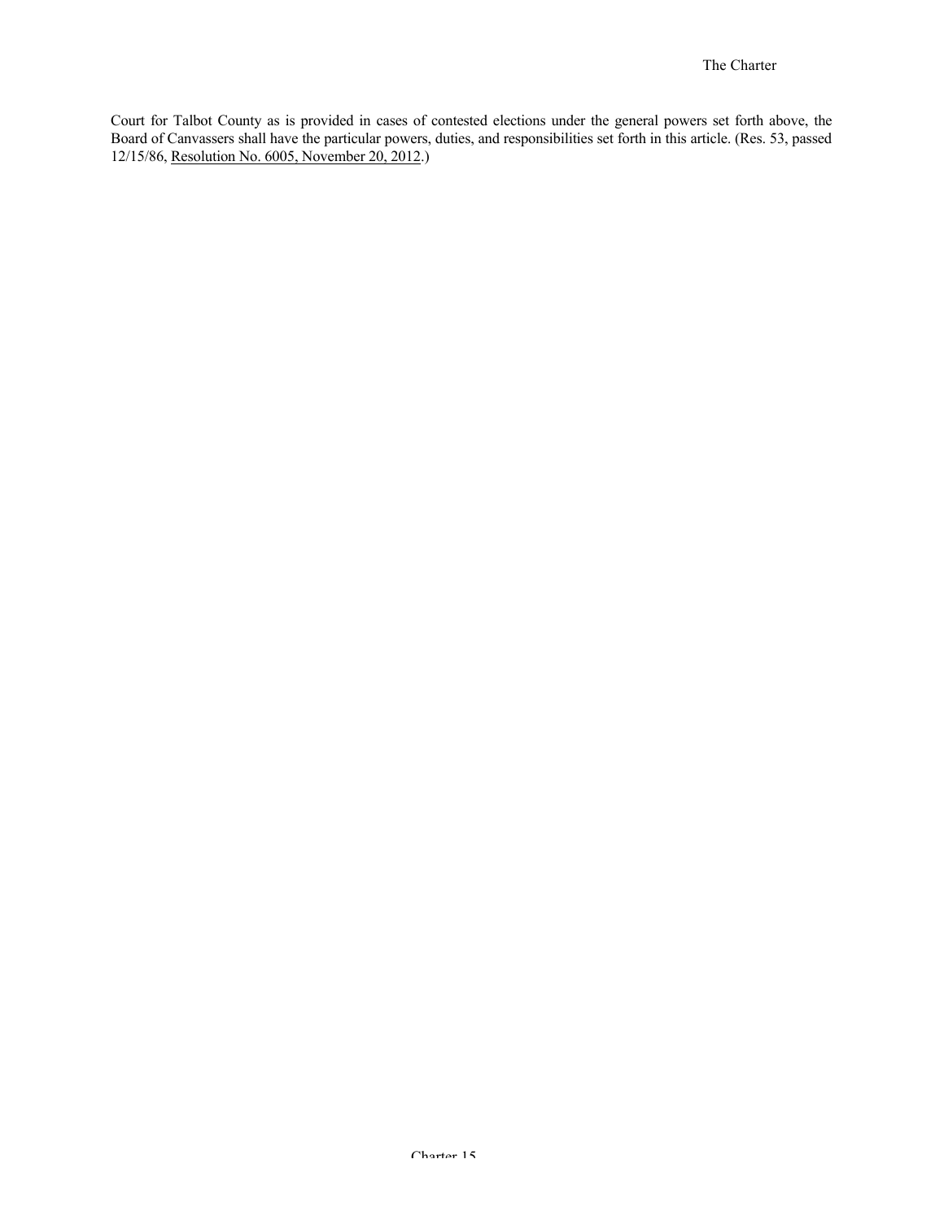Court for Talbot County as is provided in cases of contested elections under the general powers set forth above, the Board of Canvassers shall have the particular powers, duties, and responsibilities set forth in this article. (Res. 53, passed 12/15/86, Resolution No. 6005, November 20, 2012.)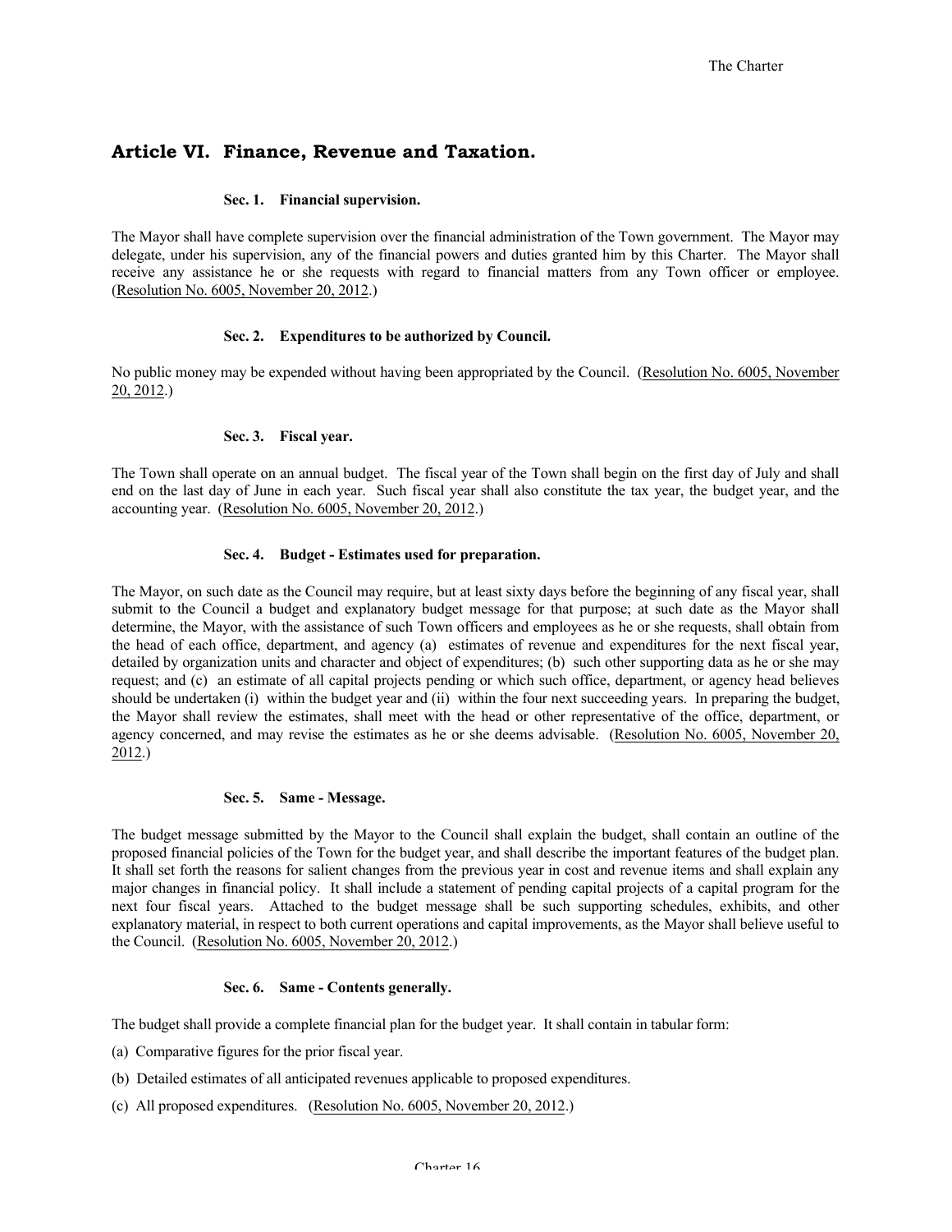## Article VI. Finance, Revenue and Taxation.

### Sec. 1. Financial supervision.

The Mayor shall have complete supervision over the financial administration of the Town government. The Mayor may delegate, under his supervision, any of the financial powers and duties granted him by this Charter. The Mayor shall receive any assistance he or she requests with regard to financial matters from any Town officer or employee. (Resolution No. 6005, November 20, 2012.)

### Sec. 2. Expenditures to be authorized by Council.

No public money may be expended without having been appropriated by the Council. (Resolution No. 6005, November 20, 2012.)

### Sec. 3. Fiscal year.

The Town shall operate on an annual budget. The fiscal year of the Town shall begin on the first day of July and shall end on the last day of June in each year. Such fiscal year shall also constitute the tax year, the budget year, and the accounting year. (Resolution No. 6005, November 20, 2012.)

### Sec. 4. Budget - Estimates used for preparation.

The Mayor, on such date as the Council may require, but at least sixty days before the beginning of any fiscal year, shall submit to the Council a budget and explanatory budget message for that purpose; at such date as the Mayor shall determine, the Mayor, with the assistance of such Town officers and employees as he or she requests, shall obtain from the head of each office, department, and agency (a) estimates of revenue and expenditures for the next fiscal year, detailed by organization units and character and object of expenditures; (b) such other supporting data as he or she may request; and (c) an estimate of all capital projects pending or which such office, department, or agency head believes should be undertaken (i) within the budget year and (ii) within the four next succeeding years. In preparing the budget, the Mayor shall review the estimates, shall meet with the head or other representative of the office, department, or agency concerned, and may revise the estimates as he or she deems advisable. (Resolution No. 6005, November 20, 2012.)

### Sec. 5. Same - Message.

The budget message submitted by the Mayor to the Council shall explain the budget, shall contain an outline of the proposed financial policies of the Town for the budget year, and shall describe the important features of the budget plan. It shall set forth the reasons for salient changes from the previous year in cost and revenue items and shall explain any major changes in financial policy. It shall include a statement of pending capital projects of a capital program for the next four fiscal years. Attached to the budget message shall be such supporting schedules, exhibits, and other explanatory material, in respect to both current operations and capital improvements, as the Mayor shall believe useful to the Council. (Resolution No. 6005, November 20, 2012.)

### Sec. 6. Same - Contents generally.

The budget shall provide a complete financial plan for the budget year. It shall contain in tabular form:

(a) Comparative figures for the prior fiscal year.

(b) Detailed estimates of all anticipated revenues applicable to proposed expenditures.

(c) All proposed expenditures. (Resolution No. 6005, November 20, 2012.)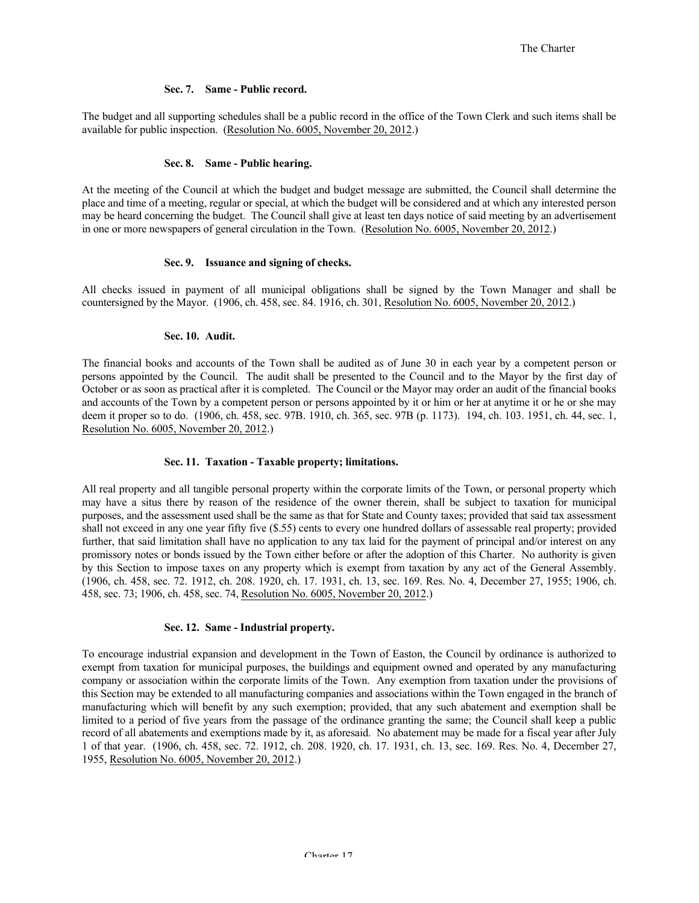**Sec. 7. Same - Public record.**

The budget and all supporting schedules shall be a public record in the office of the Town Clerk and such items shall be available for public inspection. (Resolution No. 6005, November 20, 2012.)

**Sec. 8. Same - Public hearing.**

At the meeting of the Council at which the budget and budget message are submitted, the Council shall determine the place and time of a meeting, regular or special, at which the budget will be considered and at which any interested person may be heard concerning the budget. The Council shall give at least ten days notice of said meeting by an advertisement in one or more newspapers of general circulation in the Town. (Resolution No. 6005, November 20, 2012.)

**Sec. 9. Issuance and signing of checks.**

All checks issued in payment of all municipal obligations shall be signed by the Town Manager and shall be countersigned by the Mayor. (1906, ch. 458, sec. 84. 1916, ch. 301, Resolution No. 6005, November 20, 2012.)

**Sec. 10. Audit.**

The financial books and accounts of the Town shall be audited as of June 30 in each year by a competent person or persons appointed by the Council. The audit shall be presented to the Council and to the Mayor by the first day of October or as soon as practical after it is completed. The Council or the Mayor may order an audit of the financial books and accounts of the Town by a competent person or persons appointed by it or him or her at anytime it or he or she may deem it proper so to do. (1906, ch. 458, sec. 97B. 1910, ch. 365, sec. 97B (p. 1173). 194, ch. 103. 1951, ch. 44, sec. 1, Resolution No. 6005, November 20, 2012.)

**Sec. 11. Taxation - Taxable property; limitations.**

All real property and all tangible personal property within the corporate limits of the Town, or personal property which may have a situs there by reason of the residence of the owner therein, shall be subject to taxation for municipal purposes, and the assessment used shall be the same as that for State and County taxes; provided that said tax assessment shall not exceed in any one year fifty five ($.55) cents to every one hundred dollars of assessable real property; provided further, that said limitation shall have no application to any tax laid for the payment of principal and/or interest on any promissory notes or bonds issued by the Town either before or after the adoption of this Charter. No authority is given by this Section to impose taxes on any property which is exempt from taxation by any act of the General Assembly. (1906, ch. 458, sec. 72. 1912, ch. 208. 1920, ch. 17. 1931, ch. 13, sec. 169. Res. No. 4, December 27, 1955; 1906, ch. 458, sec. 73; 1906, ch. 458, sec. 74, Resolution No. 6005, November 20, 2012.)

**Sec. 12. Same - Industrial property.**

To encourage industrial expansion and development in the Town of Easton, the Council by ordinance is authorized to exempt from taxation for municipal purposes, the buildings and equipment owned and operated by any manufacturing company or association within the corporate limits of the Town. Any exemption from taxation under the provisions of this Section may be extended to all manufacturing companies and associations within the Town engaged in the branch of manufacturing which will benefit by any such exemption; provided, that any such abatement and exemption shall be limited to a period of five years from the passage of the ordinance granting the same; the Council shall keep a public record of all abatements and exemptions made by it, as aforesaid. No abatement may be made for a fiscal year after July 1 of that year. (1906, ch. 458, sec. 72. 1912, ch. 208. 1920, ch. 17. 1931, ch. 13, sec. 169. Res. No. 4, December 27, 1955, Resolution No. 6005, November 20, 2012.)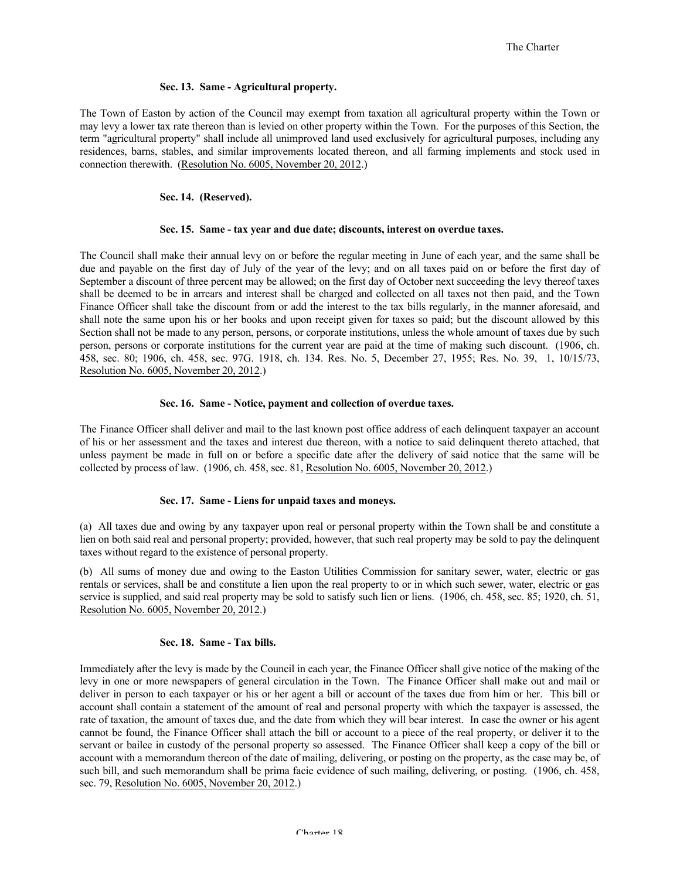### Sec. 13. Same - Agricultural property.

The Town of Easton by action of the Council may exempt from taxation all agricultural property within the Town or may levy a lower tax rate thereon than is levied on other property within the Town. For the purposes of this Section, the term "agricultural property" shall include all unimproved land used exclusively for agricultural purposes, including any residences, barns, stables, and similar improvements located thereon, and all farming implements and stock used in connection therewith. (Resolution No. 6005, November 20, 2012.)

### Sec. 14. (Reserved).

### Sec. 15. Same - tax year and due date; discounts, interest on overdue taxes.

The Council shall make their annual levy on or before the regular meeting in June of each year, and the same shall be due and payable on the first day of July of the year of the levy; and on all taxes paid on or before the first day of September a discount of three percent may be allowed; on the first day of October next succeeding the levy thereof taxes shall be deemed to be in arrears and interest shall be charged and collected on all taxes not then paid, and the Town Finance Officer shall take the discount from or add the interest to the tax bills regularly, in the manner aforesaid, and shall note the same upon his or her books and upon receipt given for taxes so paid; but the discount allowed by this Section shall not be made to any person, persons, or corporate institutions, unless the whole amount of taxes due by such person, persons or corporate institutions for the current year are paid at the time of making such discount. (1906, ch. 458, sec. 80; 1906, ch. 458, sec. 97G. 1918, ch. 134. Res. No. 5, December 27, 1955; Res. No. 39, 1, 10/15/73, Resolution No. 6005, November 20, 2012.)

### Sec. 16. Same - Notice, payment and collection of overdue taxes.

The Finance Officer shall deliver and mail to the last known post office address of each delinquent taxpayer an account of his or her assessment and the taxes and interest due thereon, with a notice to said delinquent thereto attached, that unless payment be made in full on or before a specific date after the delivery of said notice that the same will be collected by process of law. (1906, ch. 458, sec. 81, Resolution No. 6005, November 20, 2012.)

### Sec. 17. Same - Liens for unpaid taxes and moneys.

(a) All taxes due and owing by any taxpayer upon real or personal property within the Town shall be and constitute a lien on both said real and personal property; provided, however, that such real property may be sold to pay the delinquent taxes without regard to the existence of personal property.

(b) All sums of money due and owing to the Easton Utilities Commission for sanitary sewer, water, electric or gas rentals or services, shall be and constitute a lien upon the real property to or in which such sewer, water, electric or gas service is supplied, and said real property may be sold to satisfy such lien or liens. (1906, ch. 458, sec. 85; 1920, ch. 51, Resolution No. 6005, November 20, 2012.)

### Sec. 18. Same - Tax bills.

Immediately after the levy is made by the Council in each year, the Finance Officer shall give notice of the making of the levy in one or more newspapers of general circulation in the Town. The Finance Officer shall make out and mail or deliver in person to each taxpayer or his or her agent a bill or account of the taxes due from him or her. This bill or account shall contain a statement of the amount of real and personal property with which the taxpayer is assessed, the rate of taxation, the amount of taxes due, and the date from which they will bear interest. In case the owner or his agent cannot be found, the Finance Officer shall attach the bill or account to a piece of the real property, or deliver it to the servant or bailee in custody of the personal property so assessed. The Finance Officer shall keep a copy of the bill or account with a memorandum thereon of the date of mailing, delivering, or posting on the property, as the case may be, of such bill, and such memorandum shall be prima facie evidence of such mailing, delivering, or posting. (1906, ch. 458, sec. 79, Resolution No. 6005, November 20, 2012.)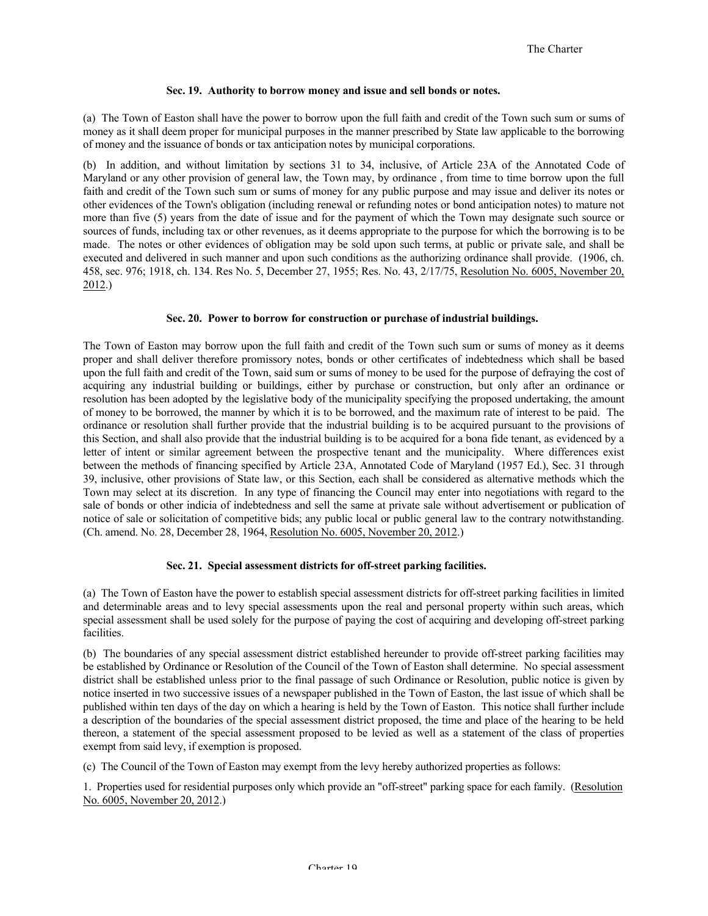### Sec. 19. Authority to borrow money and issue and sell bonds or notes.

(a) The Town of Easton shall have the power to borrow upon the full faith and credit of the Town such sum or sums of money as it shall deem proper for municipal purposes in the manner prescribed by State law applicable to the borrowing of money and the issuance of bonds or tax anticipation notes by municipal corporations.

(b) In addition, and without limitation by sections 31 to 34, inclusive, of Article 23A of the Annotated Code of Maryland or any other provision of general law, the Town may, by ordinance , from time to time borrow upon the full faith and credit of the Town such sum or sums of money for any public purpose and may issue and deliver its notes or other evidences of the Town's obligation (including renewal or refunding notes or bond anticipation notes) to mature not more than five (5) years from the date of issue and for the payment of which the Town may designate such source or sources of funds, including tax or other revenues, as it deems appropriate to the purpose for which the borrowing is to be made. The notes or other evidences of obligation may be sold upon such terms, at public or private sale, and shall be executed and delivered in such manner and upon such conditions as the authorizing ordinance shall provide. (1906, ch. 458, sec. 976; 1918, ch. 134. Res No. 5, December 27, 1955; Res. No. 43, 2/17/75, Resolution No. 6005, November 20, 2012.)

### Sec. 20. Power to borrow for construction or purchase of industrial buildings.

The Town of Easton may borrow upon the full faith and credit of the Town such sum or sums of money as it deems proper and shall deliver therefore promissory notes, bonds or other certificates of indebtedness which shall be based upon the full faith and credit of the Town, said sum or sums of money to be used for the purpose of defraying the cost of acquiring any industrial building or buildings, either by purchase or construction, but only after an ordinance or resolution has been adopted by the legislative body of the municipality specifying the proposed undertaking, the amount of money to be borrowed, the manner by which it is to be borrowed, and the maximum rate of interest to be paid. The ordinance or resolution shall further provide that the industrial building is to be acquired pursuant to the provisions of this Section, and shall also provide that the industrial building is to be acquired for a bona fide tenant, as evidenced by a letter of intent or similar agreement between the prospective tenant and the municipality. Where differences exist between the methods of financing specified by Article 23A, Annotated Code of Maryland (1957 Ed.), Sec. 31 through 39, inclusive, other provisions of State law, or this Section, each shall be considered as alternative methods which the Town may select at its discretion. In any type of financing the Council may enter into negotiations with regard to the sale of bonds or other indicia of indebtedness and sell the same at private sale without advertisement or publication of notice of sale or solicitation of competitive bids; any public local or public general law to the contrary notwithstanding. (Ch. amend. No. 28, December 28, 1964, Resolution No. 6005, November 20, 2012.)

### Sec. 21. Special assessment districts for off-street parking facilities.

(a) The Town of Easton have the power to establish special assessment districts for off-street parking facilities in limited and determinable areas and to levy special assessments upon the real and personal property within such areas, which special assessment shall be used solely for the purpose of paying the cost of acquiring and developing off-street parking facilities.

(b) The boundaries of any special assessment district established hereunder to provide off-street parking facilities may be established by Ordinance or Resolution of the Council of the Town of Easton shall determine. No special assessment district shall be established unless prior to the final passage of such Ordinance or Resolution, public notice is given by notice inserted in two successive issues of a newspaper published in the Town of Easton, the last issue of which shall be published within ten days of the day on which a hearing is held by the Town of Easton. This notice shall further include a description of the boundaries of the special assessment district proposed, the time and place of the hearing to be held thereon, a statement of the special assessment proposed to be levied as well as a statement of the class of properties exempt from said levy, if exemption is proposed.

(c) The Council of the Town of Easton may exempt from the levy hereby authorized properties as follows:

1. Properties used for residential purposes only which provide an "off-street" parking space for each family. (Resolution No. 6005, November 20, 2012.)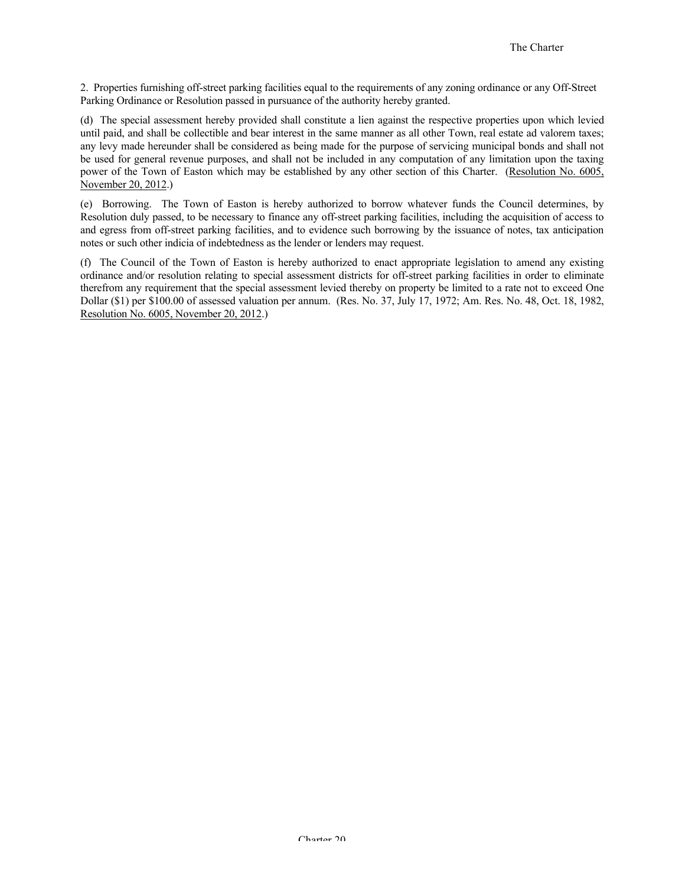2. Properties furnishing off-street parking facilities equal to the requirements of any zoning ordinance or any Off-Street Parking Ordinance or Resolution passed in pursuance of the authority hereby granted.

(d) The special assessment hereby provided shall constitute a lien against the respective properties upon which levied until paid, and shall be collectible and bear interest in the same manner as all other Town, real estate ad valorem taxes; any levy made hereunder shall be considered as being made for the purpose of servicing municipal bonds and shall not be used for general revenue purposes, and shall not be included in any computation of any limitation upon the taxing power of the Town of Easton which may be established by any other section of this Charter. (Resolution No. 6005, November 20, 2012.)

(e) Borrowing. The Town of Easton is hereby authorized to borrow whatever funds the Council determines, by Resolution duly passed, to be necessary to finance any off-street parking facilities, including the acquisition of access to and egress from off-street parking facilities, and to evidence such borrowing by the issuance of notes, tax anticipation notes or such other indicia of indebtedness as the lender or lenders may request.

(f) The Council of the Town of Easton is hereby authorized to enact appropriate legislation to amend any existing ordinance and/or resolution relating to special assessment districts for off-street parking facilities in order to eliminate therefrom any requirement that the special assessment levied thereby on property be limited to a rate not to exceed One Dollar ($1) per $100.00 of assessed valuation per annum. (Res. No. 37, July 17, 1972; Am. Res. No. 48, Oct. 18, 1982, Resolution No. 6005, November 20, 2012.)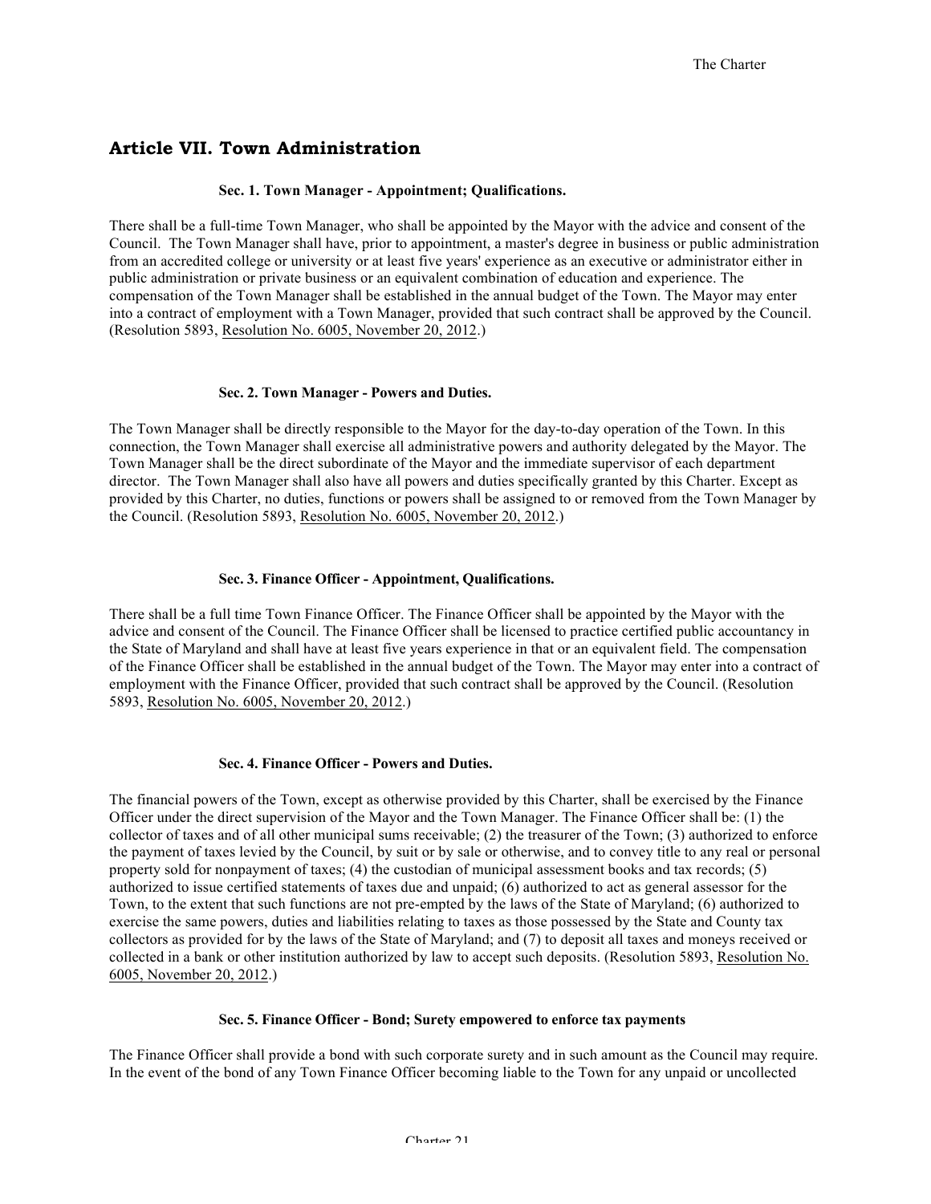## Article VII. Town Administration

### Sec. 1. Town Manager - Appointment; Qualifications.

There shall be a full-time Town Manager, who shall be appointed by the Mayor with the advice and consent of the Council. The Town Manager shall have, prior to appointment, a master's degree in business or public administration from an accredited college or university or at least five years' experience as an executive or administrator either in public administration or private business or an equivalent combination of education and experience. The compensation of the Town Manager shall be established in the annual budget of the Town. The Mayor may enter into a contract of employment with a Town Manager, provided that such contract shall be approved by the Council. (Resolution 5893, Resolution No. 6005, November 20, 2012.)

### Sec. 2. Town Manager - Powers and Duties.

The Town Manager shall be directly responsible to the Mayor for the day-to-day operation of the Town. In this connection, the Town Manager shall exercise all administrative powers and authority delegated by the Mayor. The Town Manager shall be the direct subordinate of the Mayor and the immediate supervisor of each department director. The Town Manager shall also have all powers and duties specifically granted by this Charter. Except as provided by this Charter, no duties, functions or powers shall be assigned to or removed from the Town Manager by the Council. (Resolution 5893, Resolution No. 6005, November 20, 2012.)

### Sec. 3. Finance Officer - Appointment, Qualifications.

There shall be a full time Town Finance Officer. The Finance Officer shall be appointed by the Mayor with the advice and consent of the Council. The Finance Officer shall be licensed to practice certified public accountancy in the State of Maryland and shall have at least five years experience in that or an equivalent field. The compensation of the Finance Officer shall be established in the annual budget of the Town. The Mayor may enter into a contract of employment with the Finance Officer, provided that such contract shall be approved by the Council. (Resolution 5893, Resolution No. 6005, November 20, 2012.)

### Sec. 4. Finance Officer - Powers and Duties.

The financial powers of the Town, except as otherwise provided by this Charter, shall be exercised by the Finance Officer under the direct supervision of the Mayor and the Town Manager. The Finance Officer shall be: (1) the collector of taxes and of all other municipal sums receivable; (2) the treasurer of the Town; (3) authorized to enforce the payment of taxes levied by the Council, by suit or by sale or otherwise, and to convey title to any real or personal property sold for nonpayment of taxes; (4) the custodian of municipal assessment books and tax records; (5) authorized to issue certified statements of taxes due and unpaid; (6) authorized to act as general assessor for the Town, to the extent that such functions are not pre-empted by the laws of the State of Maryland; (6) authorized to exercise the same powers, duties and liabilities relating to taxes as those possessed by the State and County tax collectors as provided for by the laws of the State of Maryland; and (7) to deposit all taxes and moneys received or collected in a bank or other institution authorized by law to accept such deposits. (Resolution 5893, Resolution No. 6005, November 20, 2012.)

### Sec. 5. Finance Officer - Bond; Surety empowered to enforce tax payments

The Finance Officer shall provide a bond with such corporate surety and in such amount as the Council may require. In the event of the bond of any Town Finance Officer becoming liable to the Town for any unpaid or uncollected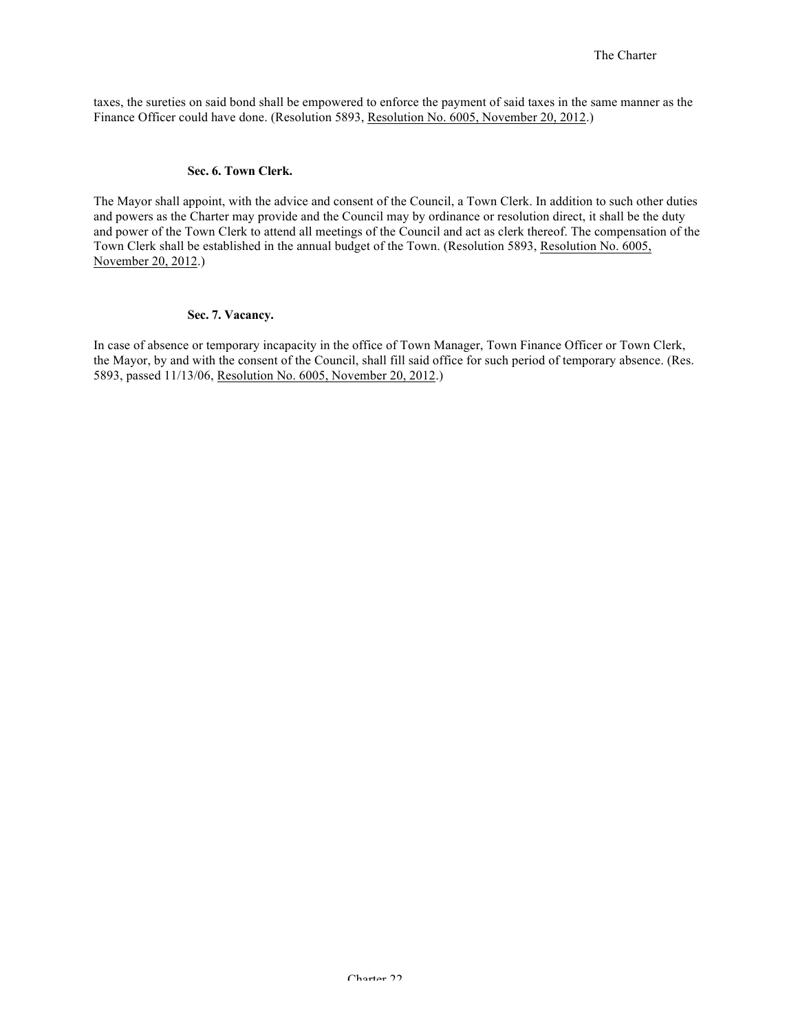taxes, the sureties on said bond shall be empowered to enforce the payment of said taxes in the same manner as the Finance Officer could have done. (Resolution 5893, Resolution No. 6005, November 20, 2012.)

### Sec. 6. Town Clerk.

The Mayor shall appoint, with the advice and consent of the Council, a Town Clerk. In addition to such other duties and powers as the Charter may provide and the Council may by ordinance or resolution direct, it shall be the duty and power of the Town Clerk to attend all meetings of the Council and act as clerk thereof. The compensation of the Town Clerk shall be established in the annual budget of the Town. (Resolution 5893, Resolution No. 6005, November 20, 2012.)

### Sec. 7. Vacancy.

In case of absence or temporary incapacity in the office of Town Manager, Town Finance Officer or Town Clerk, the Mayor, by and with the consent of the Council, shall fill said office for such period of temporary absence. (Res. 5893, passed 11/13/06, Resolution No. 6005, November 20, 2012.)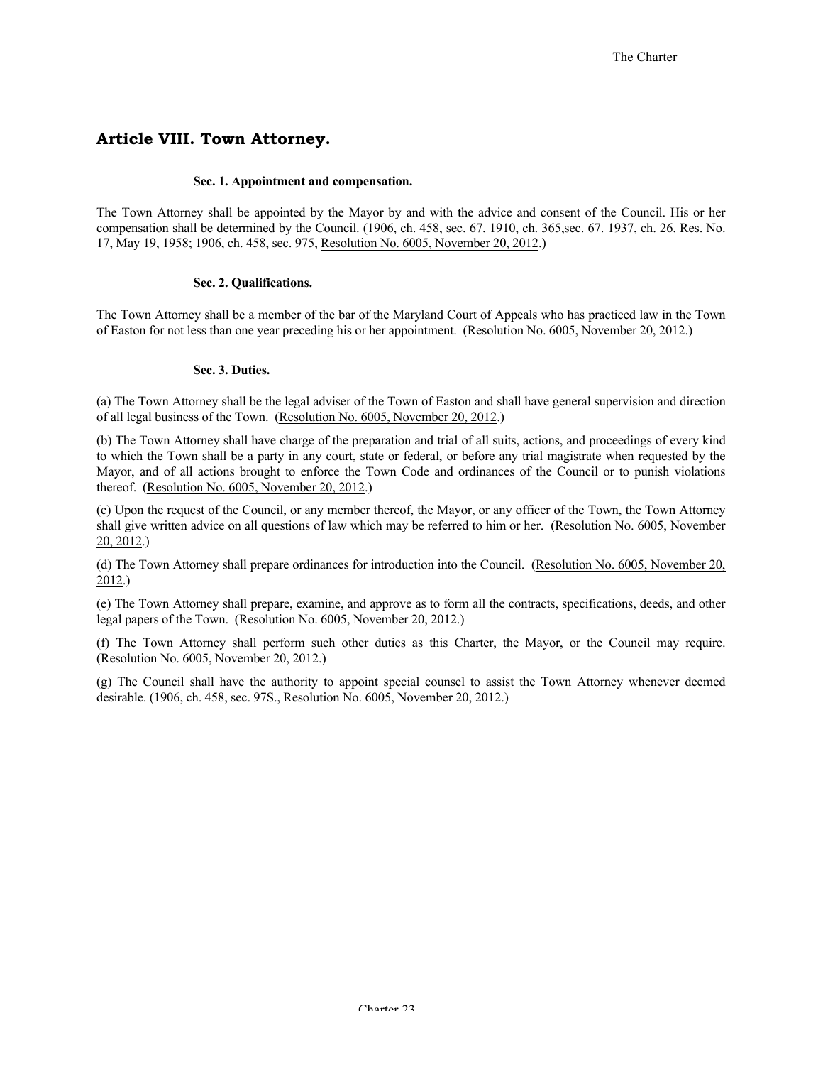## Article VIII. Town Attorney.

#### Sec. 1. Appointment and compensation.

The Town Attorney shall be appointed by the Mayor by and with the advice and consent of the Council. His or her compensation shall be determined by the Council. (1906, ch. 458, sec. 67. 1910, ch. 365,sec. 67. 1937, ch. 26. Res. No. 17, May 19, 1958; 1906, ch. 458, sec. 975, Resolution No. 6005, November 20, 2012.)

#### Sec. 2. Qualifications.

The Town Attorney shall be a member of the bar of the Maryland Court of Appeals who has practiced law in the Town of Easton for not less than one year preceding his or her appointment. (Resolution No. 6005, November 20, 2012.)

#### Sec. 3. Duties.

(a) The Town Attorney shall be the legal adviser of the Town of Easton and shall have general supervision and direction of all legal business of the Town. (Resolution No. 6005, November 20, 2012.)

(b) The Town Attorney shall have charge of the preparation and trial of all suits, actions, and proceedings of every kind to which the Town shall be a party in any court, state or federal, or before any trial magistrate when requested by the Mayor, and of all actions brought to enforce the Town Code and ordinances of the Council or to punish violations thereof. (Resolution No. 6005, November 20, 2012.)

(c) Upon the request of the Council, or any member thereof, the Mayor, or any officer of the Town, the Town Attorney shall give written advice on all questions of law which may be referred to him or her. (Resolution No. 6005, November 20, 2012.)

(d) The Town Attorney shall prepare ordinances for introduction into the Council. (Resolution No. 6005, November 20, 2012.)

(e) The Town Attorney shall prepare, examine, and approve as to form all the contracts, specifications, deeds, and other legal papers of the Town. (Resolution No. 6005, November 20, 2012.)

(f) The Town Attorney shall perform such other duties as this Charter, the Mayor, or the Council may require. (Resolution No. 6005, November 20, 2012.)

(g) The Council shall have the authority to appoint special counsel to assist the Town Attorney whenever deemed desirable. (1906, ch. 458, sec. 97S., Resolution No. 6005, November 20, 2012.)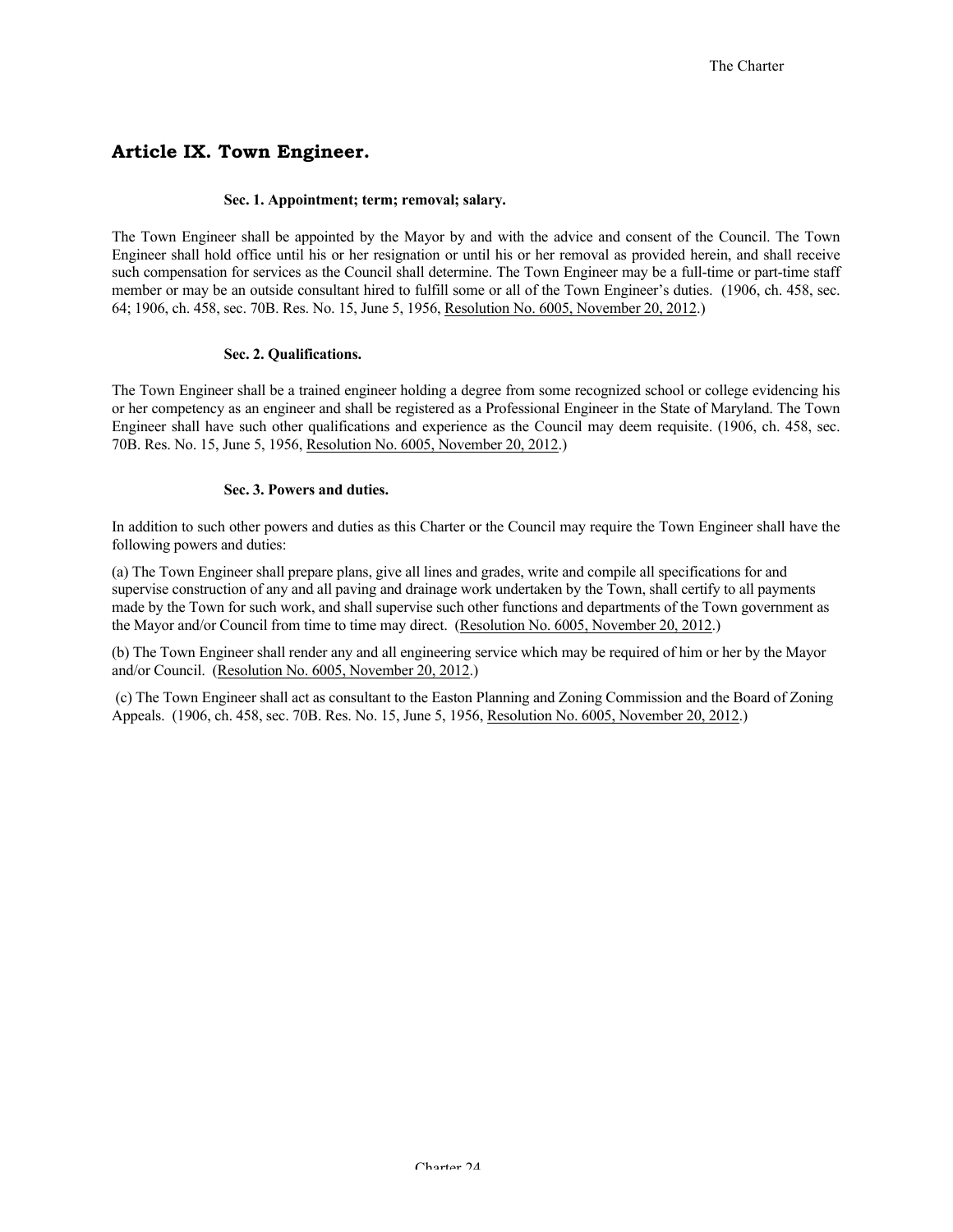## Article IX. Town Engineer.

### Sec. 1. Appointment; term; removal; salary.

The Town Engineer shall be appointed by the Mayor by and with the advice and consent of the Council. The Town Engineer shall hold office until his or her resignation or until his or her removal as provided herein, and shall receive such compensation for services as the Council shall determine. The Town Engineer may be a full-time or part-time staff member or may be an outside consultant hired to fulfill some or all of the Town Engineer's duties. (1906, ch. 458, sec. 64; 1906, ch. 458, sec. 70B. Res. No. 15, June 5, 1956, Resolution No. 6005, November 20, 2012.)

### Sec. 2. Qualifications.

The Town Engineer shall be a trained engineer holding a degree from some recognized school or college evidencing his or her competency as an engineer and shall be registered as a Professional Engineer in the State of Maryland. The Town Engineer shall have such other qualifications and experience as the Council may deem requisite. (1906, ch. 458, sec. 70B. Res. No. 15, June 5, 1956, Resolution No. 6005, November 20, 2012.)

### Sec. 3. Powers and duties.

In addition to such other powers and duties as this Charter or the Council may require the Town Engineer shall have the following powers and duties:

(a) The Town Engineer shall prepare plans, give all lines and grades, write and compile all specifications for and supervise construction of any and all paving and drainage work undertaken by the Town, shall certify to all payments made by the Town for such work, and shall supervise such other functions and departments of the Town government as the Mayor and/or Council from time to time may direct. (Resolution No. 6005, November 20, 2012.)

(b) The Town Engineer shall render any and all engineering service which may be required of him or her by the Mayor and/or Council. (Resolution No. 6005, November 20, 2012.)

(c) The Town Engineer shall act as consultant to the Easton Planning and Zoning Commission and the Board of Zoning Appeals. (1906, ch. 458, sec. 70B. Res. No. 15, June 5, 1956, Resolution No. 6005, November 20, 2012.)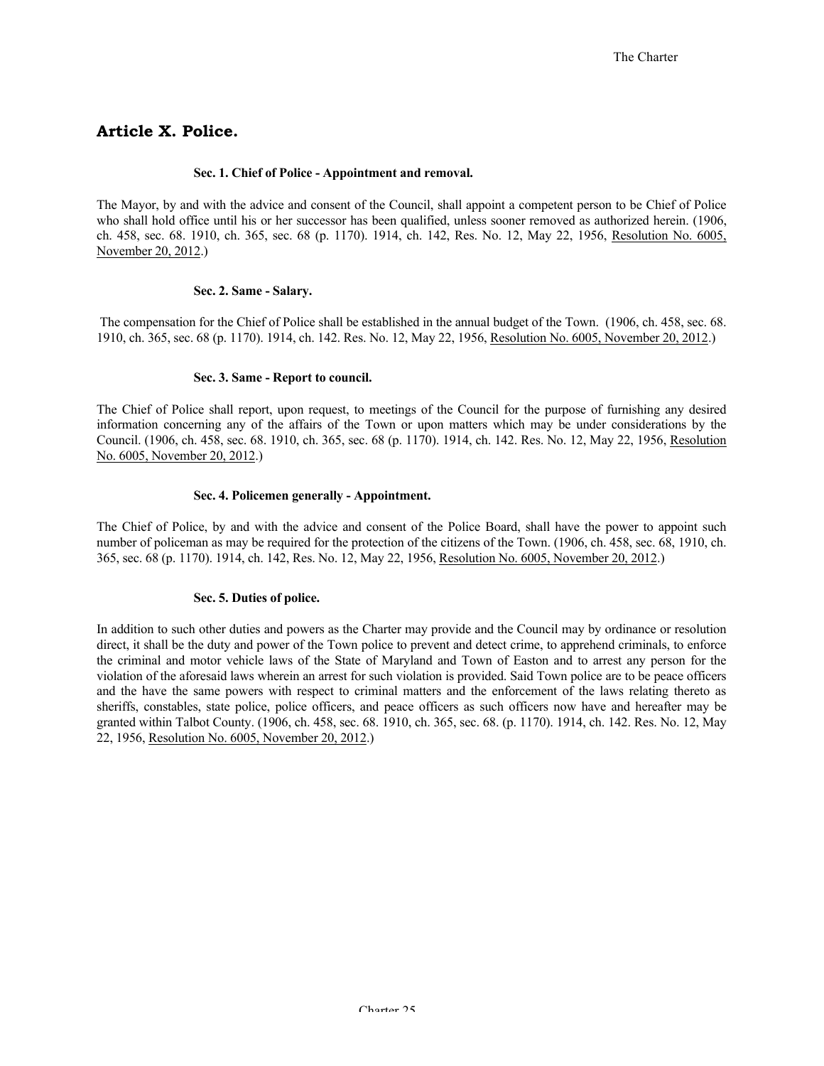## Article X. Police.

#### Sec. 1. Chief of Police - Appointment and removal.

The Mayor, by and with the advice and consent of the Council, shall appoint a competent person to be Chief of Police who shall hold office until his or her successor has been qualified, unless sooner removed as authorized herein. (1906, ch. 458, sec. 68. 1910, ch. 365, sec. 68 (p. 1170). 1914, ch. 142, Res. No. 12, May 22, 1956, Resolution No. 6005, November 20, 2012.)

#### Sec. 2. Same - Salary.

The compensation for the Chief of Police shall be established in the annual budget of the Town. (1906, ch. 458, sec. 68. 1910, ch. 365, sec. 68 (p. 1170). 1914, ch. 142. Res. No. 12, May 22, 1956, Resolution No. 6005, November 20, 2012.)

#### Sec. 3. Same - Report to council.

The Chief of Police shall report, upon request, to meetings of the Council for the purpose of furnishing any desired information concerning any of the affairs of the Town or upon matters which may be under considerations by the Council. (1906, ch. 458, sec. 68. 1910, ch. 365, sec. 68 (p. 1170). 1914, ch. 142. Res. No. 12, May 22, 1956, Resolution No. 6005, November 20, 2012.)

#### Sec. 4. Policemen generally - Appointment.

The Chief of Police, by and with the advice and consent of the Police Board, shall have the power to appoint such number of policeman as may be required for the protection of the citizens of the Town. (1906, ch. 458, sec. 68, 1910, ch. 365, sec. 68 (p. 1170). 1914, ch. 142, Res. No. 12, May 22, 1956, Resolution No. 6005, November 20, 2012.)

#### Sec. 5. Duties of police.

In addition to such other duties and powers as the Charter may provide and the Council may by ordinance or resolution direct, it shall be the duty and power of the Town police to prevent and detect crime, to apprehend criminals, to enforce the criminal and motor vehicle laws of the State of Maryland and Town of Easton and to arrest any person for the violation of the aforesaid laws wherein an arrest for such violation is provided. Said Town police are to be peace officers and the have the same powers with respect to criminal matters and the enforcement of the laws relating thereto as sheriffs, constables, state police, police officers, and peace officers as such officers now have and hereafter may be granted within Talbot County. (1906, ch. 458, sec. 68. 1910, ch. 365, sec. 68. (p. 1170). 1914, ch. 142. Res. No. 12, May 22, 1956, Resolution No. 6005, November 20, 2012.)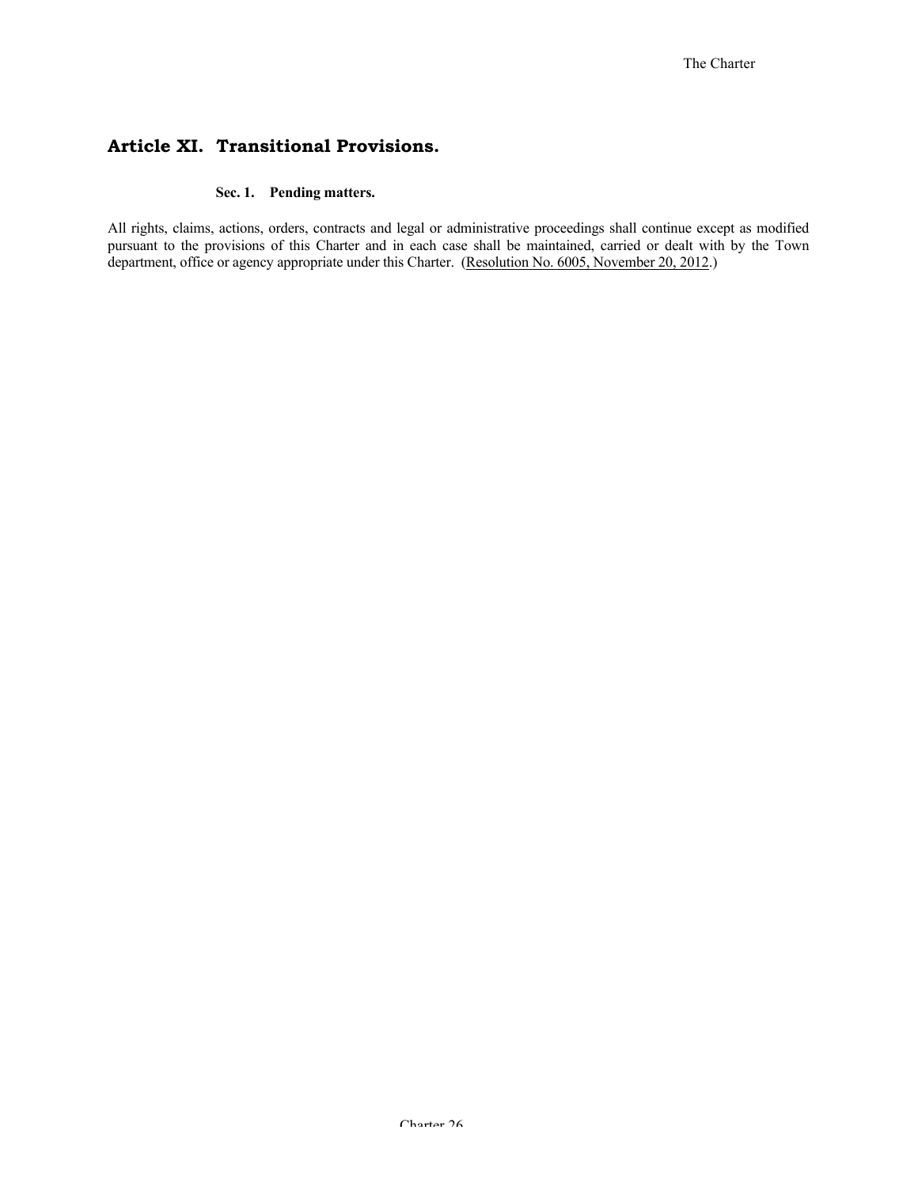## Article XI. Transitional Provisions.

### Sec. 1. Pending matters.

All rights, claims, actions, orders, contracts and legal or administrative proceedings shall continue except as modified pursuant to the provisions of this Charter and in each case shall be maintained, carried or dealt with by the Town department, office or agency appropriate under this Charter. (Resolution No. 6005, November 20, 2012.)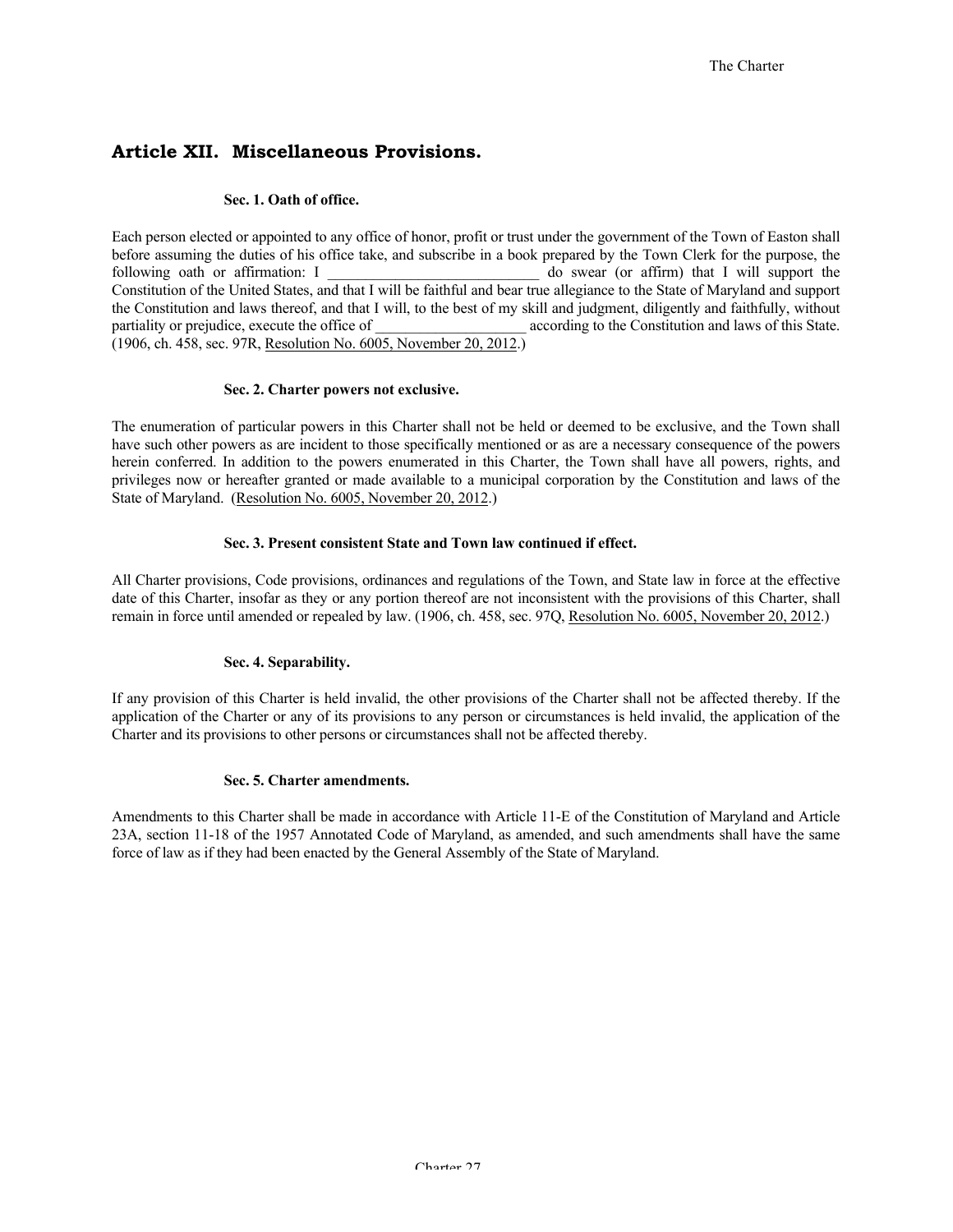## Article XII. Miscellaneous Provisions.

### Sec. 1. Oath of office.

Each person elected or appointed to any office of honor, profit or trust under the government of the Town of Easton shall before assuming the duties of his office take, and subscribe in a book prepared by the Town Clerk for the purpose, the following oath or affirmation: I ____________________________ do swear (or affirm) that I will support the Constitution of the United States, and that I will be faithful and bear true allegiance to the State of Maryland and support the Constitution and laws thereof, and that I will, to the best of my skill and judgment, diligently and faithfully, without partiality or prejudice, execute the office of ____________________ according to the Constitution and laws of this State. (1906, ch. 458, sec. 97R, Resolution No. 6005, November 20, 2012.)

### Sec. 2. Charter powers not exclusive.

The enumeration of particular powers in this Charter shall not be held or deemed to be exclusive, and the Town shall have such other powers as are incident to those specifically mentioned or as are a necessary consequence of the powers herein conferred. In addition to the powers enumerated in this Charter, the Town shall have all powers, rights, and privileges now or hereafter granted or made available to a municipal corporation by the Constitution and laws of the State of Maryland. (Resolution No. 6005, November 20, 2012.)

### Sec. 3. Present consistent State and Town law continued if effect.

All Charter provisions, Code provisions, ordinances and regulations of the Town, and State law in force at the effective date of this Charter, insofar as they or any portion thereof are not inconsistent with the provisions of this Charter, shall remain in force until amended or repealed by law. (1906, ch. 458, sec. 97Q, Resolution No. 6005, November 20, 2012.)

### Sec. 4. Separability.

If any provision of this Charter is held invalid, the other provisions of the Charter shall not be affected thereby. If the application of the Charter or any of its provisions to any person or circumstances is held invalid, the application of the Charter and its provisions to other persons or circumstances shall not be affected thereby.

### Sec. 5. Charter amendments.

Amendments to this Charter shall be made in accordance with Article 11-E of the Constitution of Maryland and Article 23A, section 11-18 of the 1957 Annotated Code of Maryland, as amended, and such amendments shall have the same force of law as if they had been enacted by the General Assembly of the State of Maryland.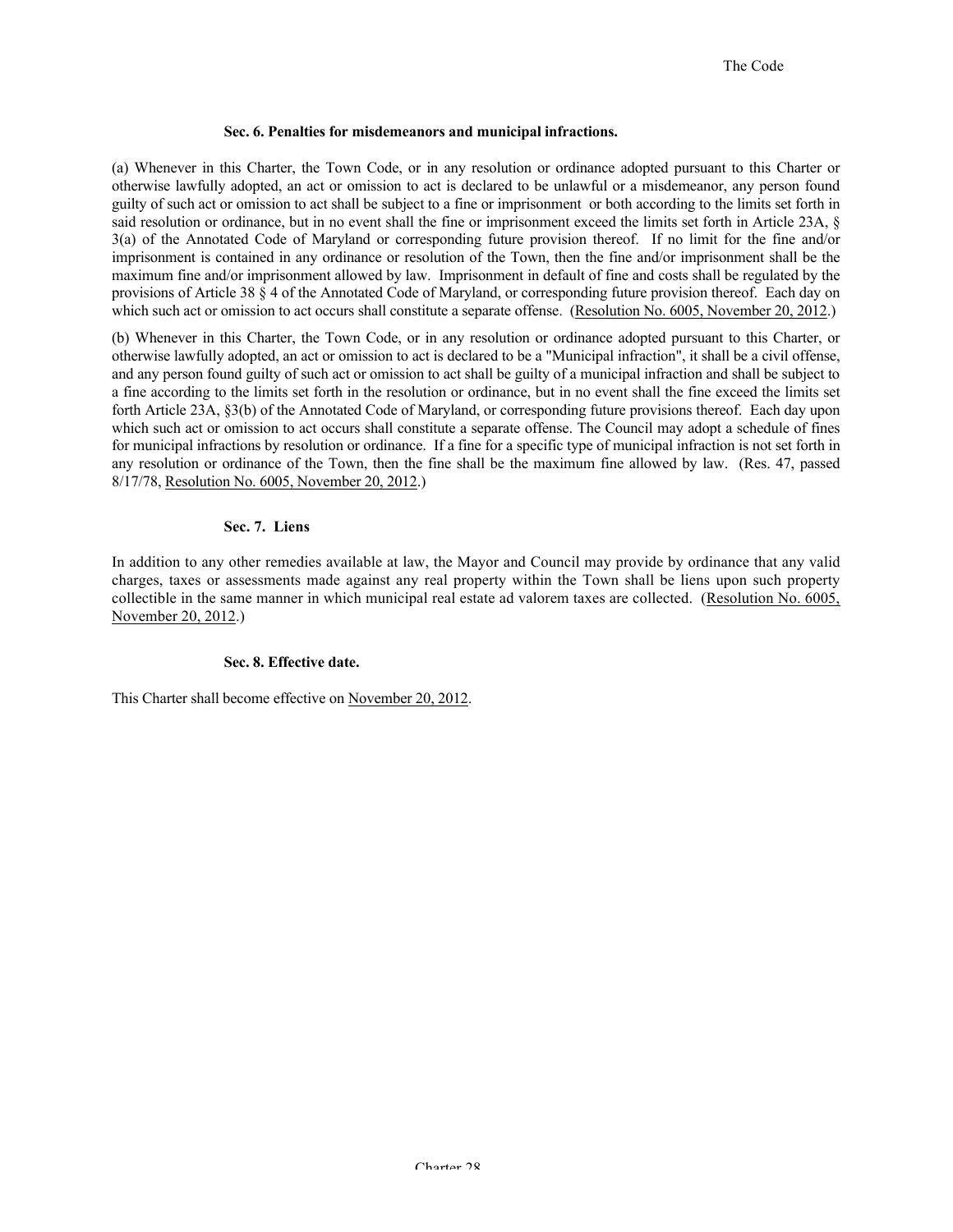### Sec. 6. Penalties for misdemeanors and municipal infractions.

(a) Whenever in this Charter, the Town Code, or in any resolution or ordinance adopted pursuant to this Charter or otherwise lawfully adopted, an act or omission to act is declared to be unlawful or a misdemeanor, any person found guilty of such act or omission to act shall be subject to a fine or imprisonment or both according to the limits set forth in said resolution or ordinance, but in no event shall the fine or imprisonment exceed the limits set forth in Article 23A, § 3(a) of the Annotated Code of Maryland or corresponding future provision thereof. If no limit for the fine and/or imprisonment is contained in any ordinance or resolution of the Town, then the fine and/or imprisonment shall be the maximum fine and/or imprisonment allowed by law. Imprisonment in default of fine and costs shall be regulated by the provisions of Article 38 § 4 of the Annotated Code of Maryland, or corresponding future provision thereof. Each day on which such act or omission to act occurs shall constitute a separate offense. (Resolution No. 6005, November 20, 2012.)

(b) Whenever in this Charter, the Town Code, or in any resolution or ordinance adopted pursuant to this Charter, or otherwise lawfully adopted, an act or omission to act is declared to be a "Municipal infraction", it shall be a civil offense, and any person found guilty of such act or omission to act shall be guilty of a municipal infraction and shall be subject to a fine according to the limits set forth in the resolution or ordinance, but in no event shall the fine exceed the limits set forth Article 23A, §3(b) of the Annotated Code of Maryland, or corresponding future provisions thereof. Each day upon which such act or omission to act occurs shall constitute a separate offense. The Council may adopt a schedule of fines for municipal infractions by resolution or ordinance. If a fine for a specific type of municipal infraction is not set forth in any resolution or ordinance of the Town, then the fine shall be the maximum fine allowed by law. (Res. 47, passed 8/17/78, Resolution No. 6005, November 20, 2012.)

### Sec. 7. Liens

In addition to any other remedies available at law, the Mayor and Council may provide by ordinance that any valid charges, taxes or assessments made against any real property within the Town shall be liens upon such property collectible in the same manner in which municipal real estate ad valorem taxes are collected. (Resolution No. 6005, November 20, 2012.)

### Sec. 8. Effective date.

This Charter shall become effective on November 20, 2012.